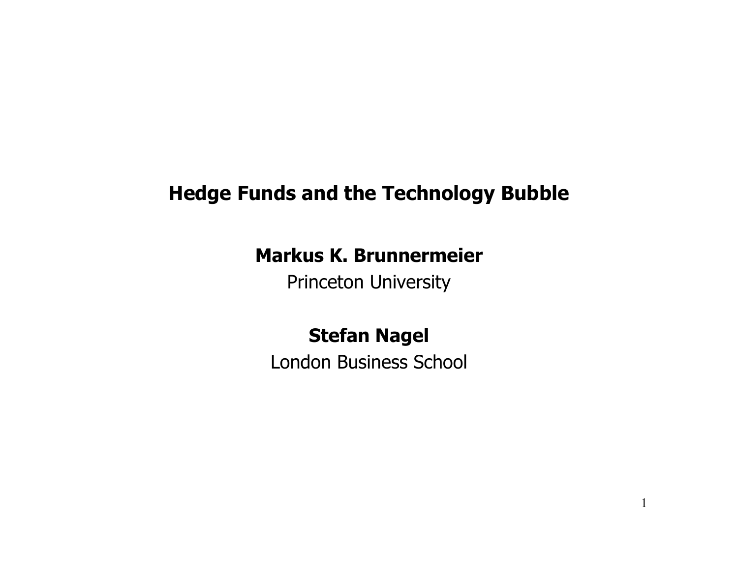# Hedge Funds and the Technology Bubble

**Markus K. Brunnermeier**

Princeton University

**Stefan Nagel**

London Business School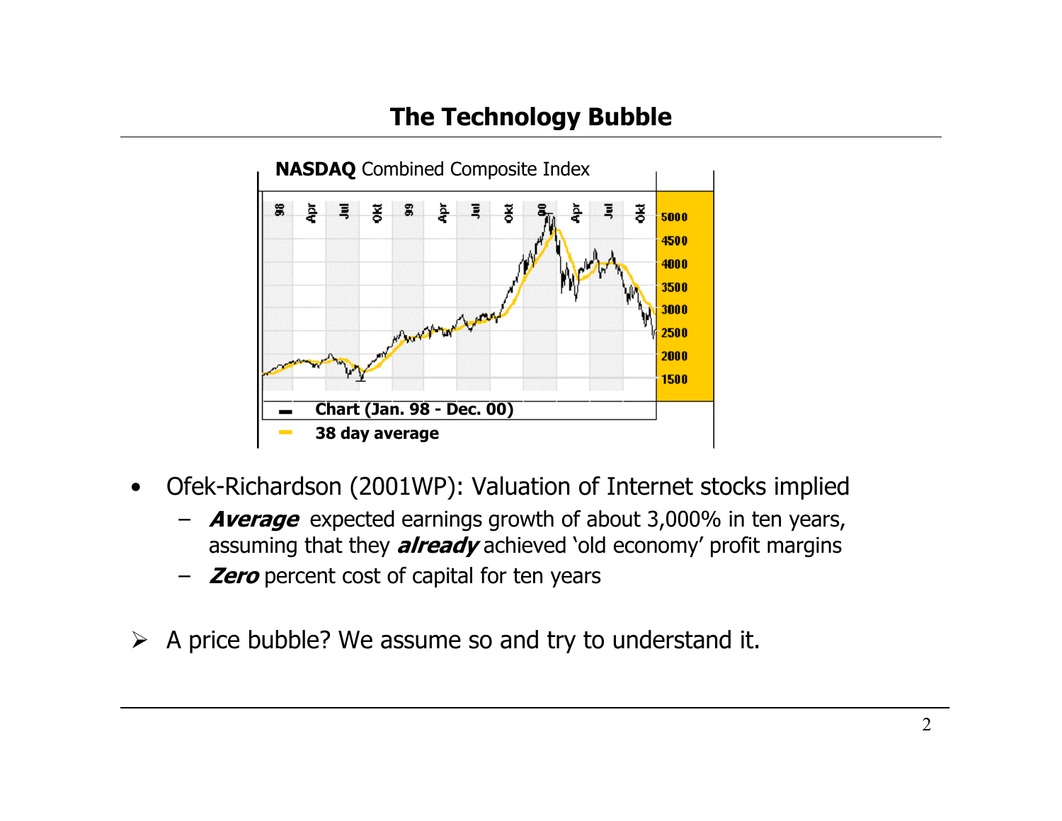# The Technology Bubble

NASDAQ Combined Composite Index

Chart (Jan. 98 - Dec. 00)

38 day average

- Ofek-Richardson (2001WP): Valuation of Internet stocks implied
  - ***Average*** expected earnings growth of about 3,000% in ten years, assuming that they ***already*** achieved 'old economy' profit margins
  - ***Zero*** percent cost of capital for ten years

➢ A price bubble? We assume so and try to understand it.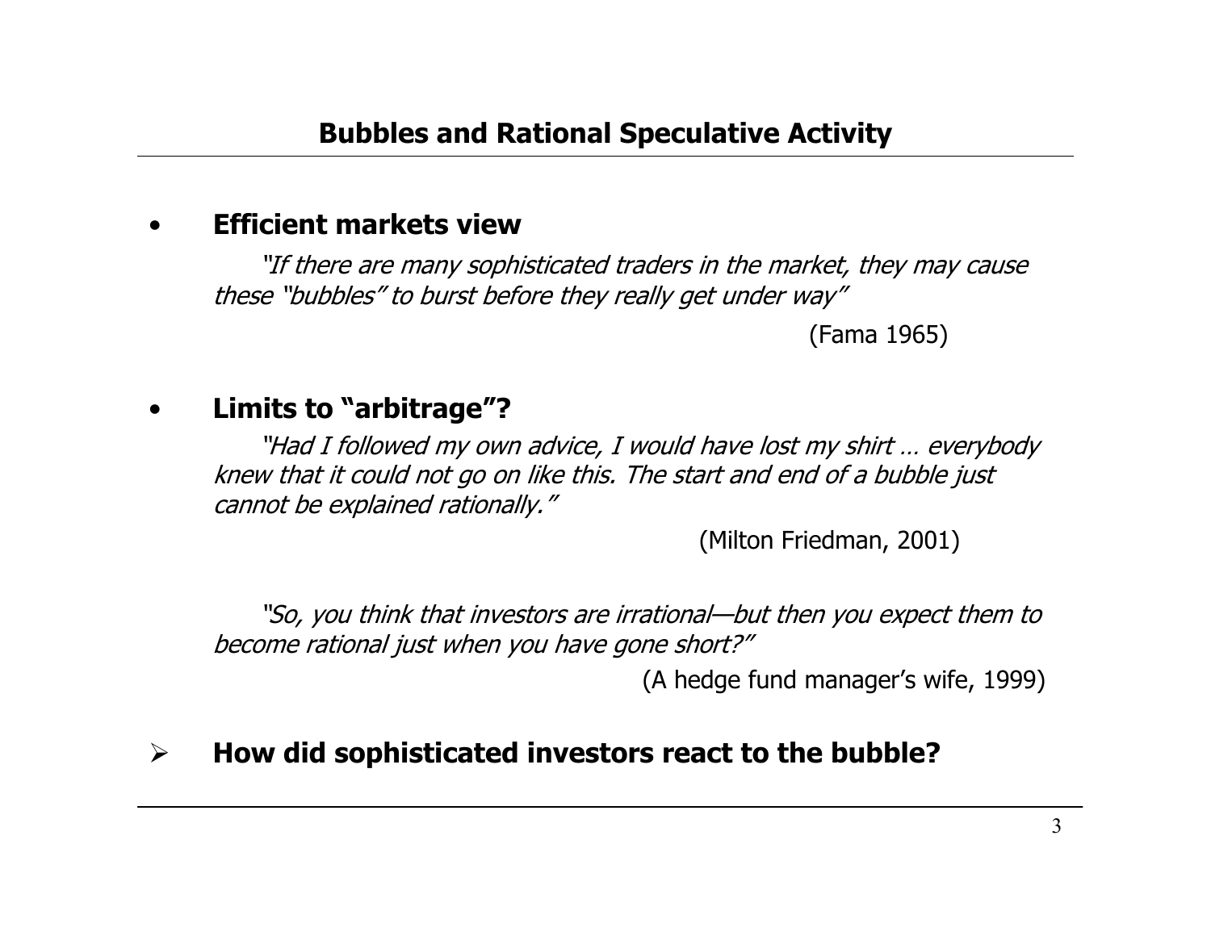## Bubbles and Rational Speculative Activity

- **Efficient markets view**

  *"If there are many sophisticated traders in the market, they may cause these "bubbles" to burst before they really get under way"*

  (Fama 1965)

- **Limits to "arbitrage"?**

  *"Had I followed my own advice, I would have lost my shirt … everybody knew that it could not go on like this. The start and end of a bubble just cannot be explained rationally."*

  (Milton Friedman, 2001)

  *"So, you think that investors are irrational—but then you expect them to become rational just when you have gone short?"*

  (A hedge fund manager's wife, 1999)

➢ **How did sophisticated investors react to the bubble?**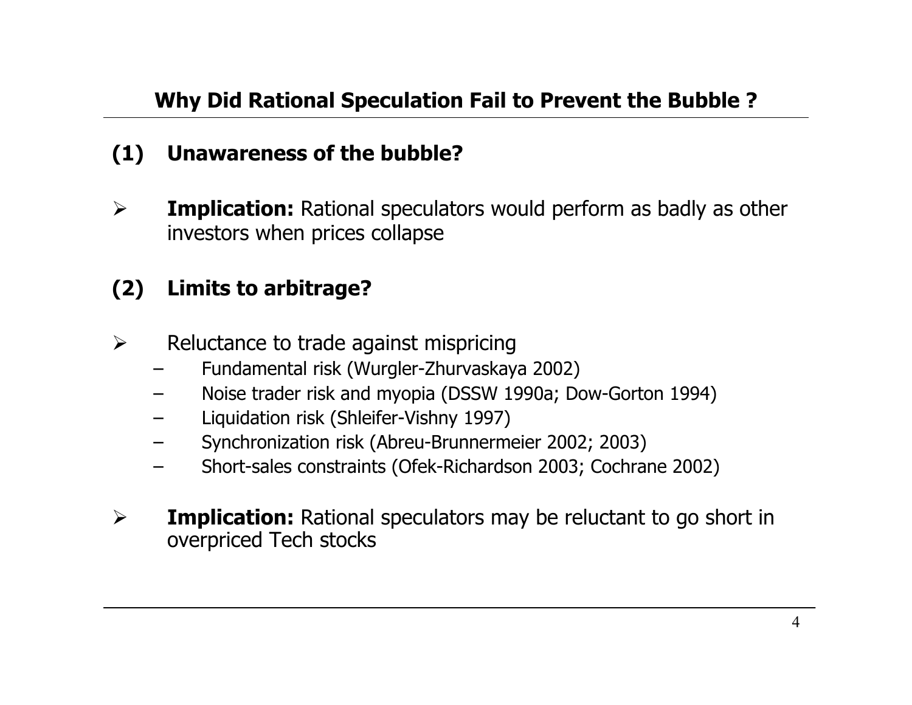## Why Did Rational Speculation Fail to Prevent the Bubble ?

### (1) Unawareness of the bubble?

- **Implication:** Rational speculators would perform as badly as other investors when prices collapse

### (2) Limits to arbitrage?

- Reluctance to trade against mispricing
  - Fundamental risk (Wurgler-Zhurvaskaya 2002)
  - Noise trader risk and myopia (DSSW 1990a; Dow-Gorton 1994)
  - Liquidation risk (Shleifer-Vishny 1997)
  - Synchronization risk (Abreu-Brunnermeier 2002; 2003)
  - Short-sales constraints (Ofek-Richardson 2003; Cochrane 2002)
- **Implication:** Rational speculators may be reluctant to go short in overpriced Tech stocks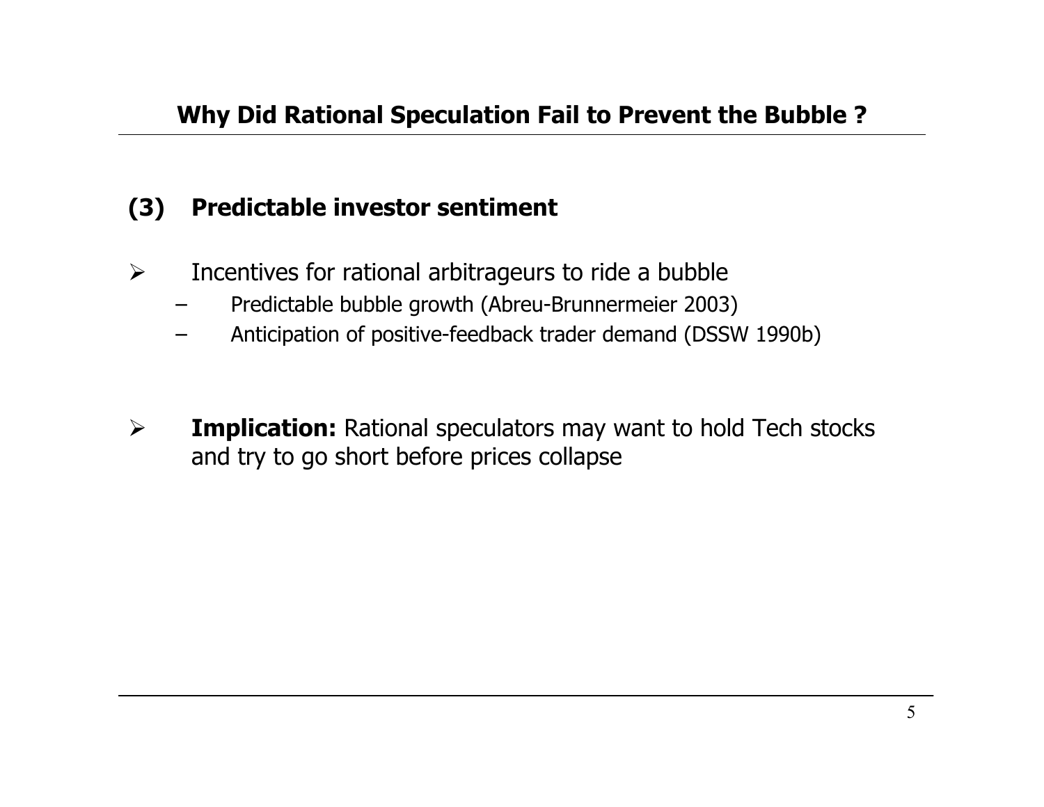## Why Did Rational Speculation Fail to Prevent the Bubble ?

### (3) Predictable investor sentiment

- Incentives for rational arbitrageurs to ride a bubble
  - Predictable bubble growth (Abreu-Brunnermeier 2003)
  - Anticipation of positive-feedback trader demand (DSSW 1990b)

- **Implication:** Rational speculators may want to hold Tech stocks and try to go short before prices collapse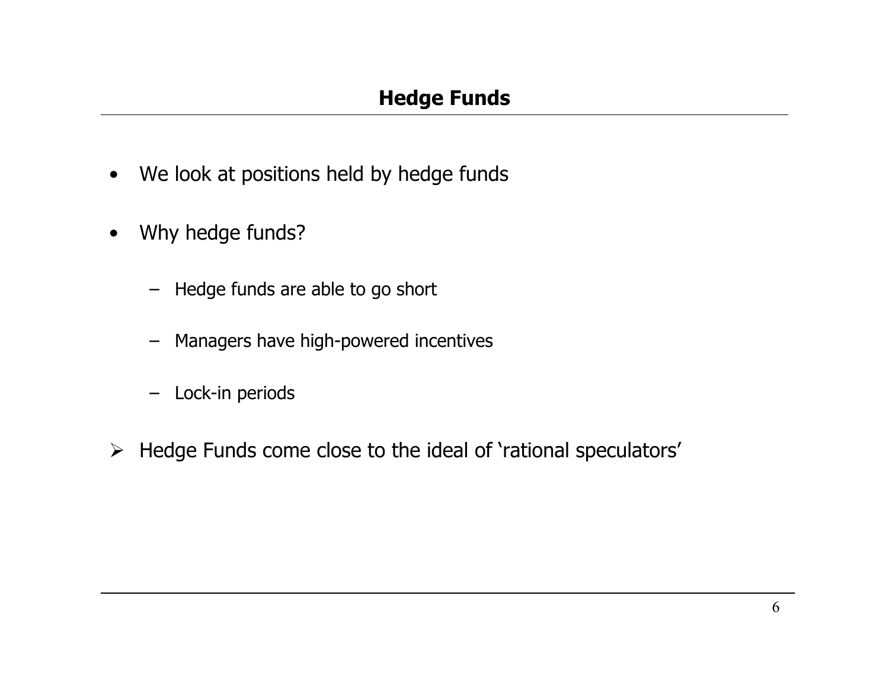## Hedge Funds

- We look at positions held by hedge funds
- Why hedge funds?
  - Hedge funds are able to go short
  - Managers have high-powered incentives
  - Lock-in periods

➢ Hedge Funds come close to the ideal of 'rational speculators'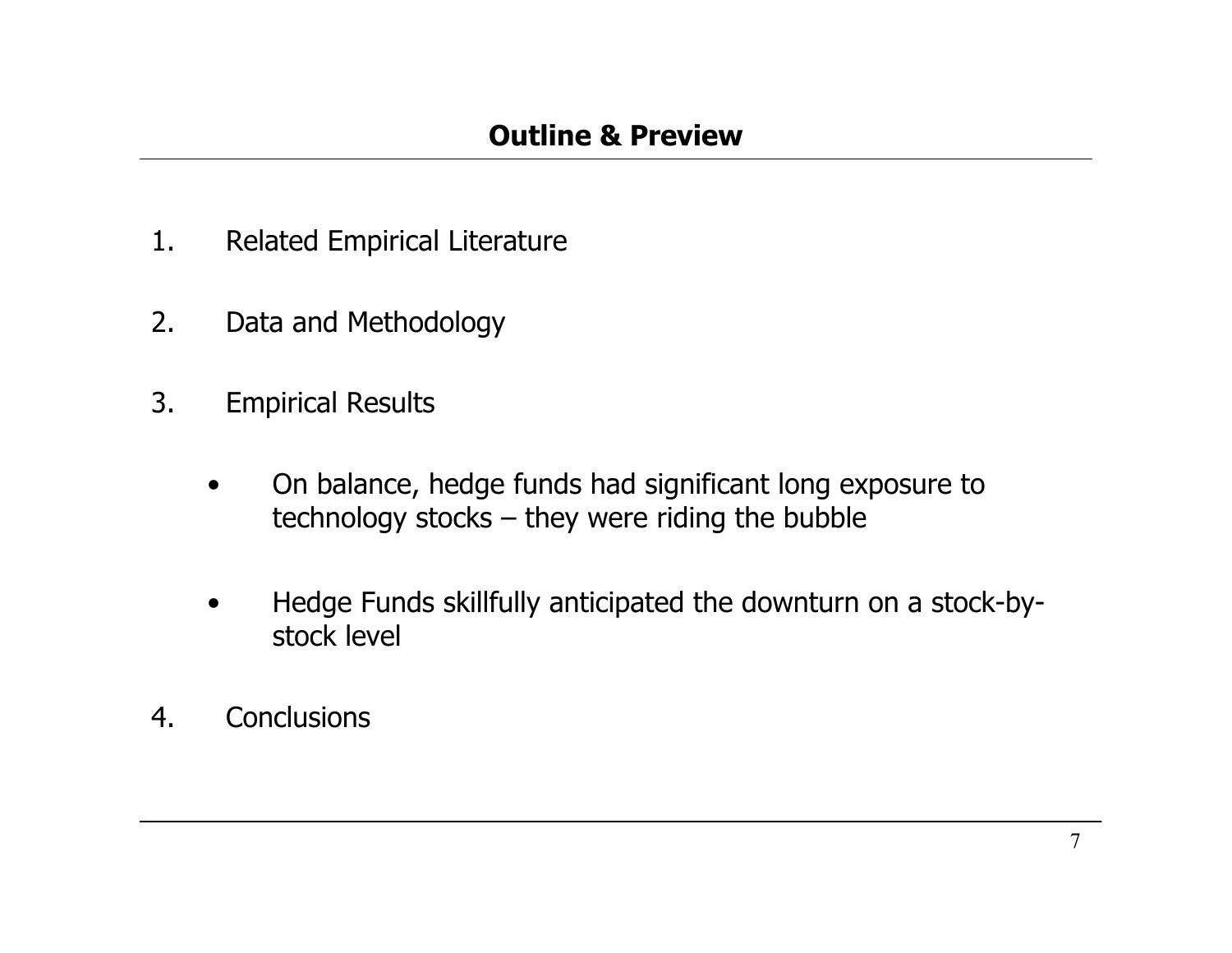## Outline & Preview

1. Related Empirical Literature
2. Data and Methodology
3. Empirical Results
   - On balance, hedge funds had significant long exposure to technology stocks – they were riding the bubble
   - Hedge Funds skillfully anticipated the downturn on a stock-by-stock level
4. Conclusions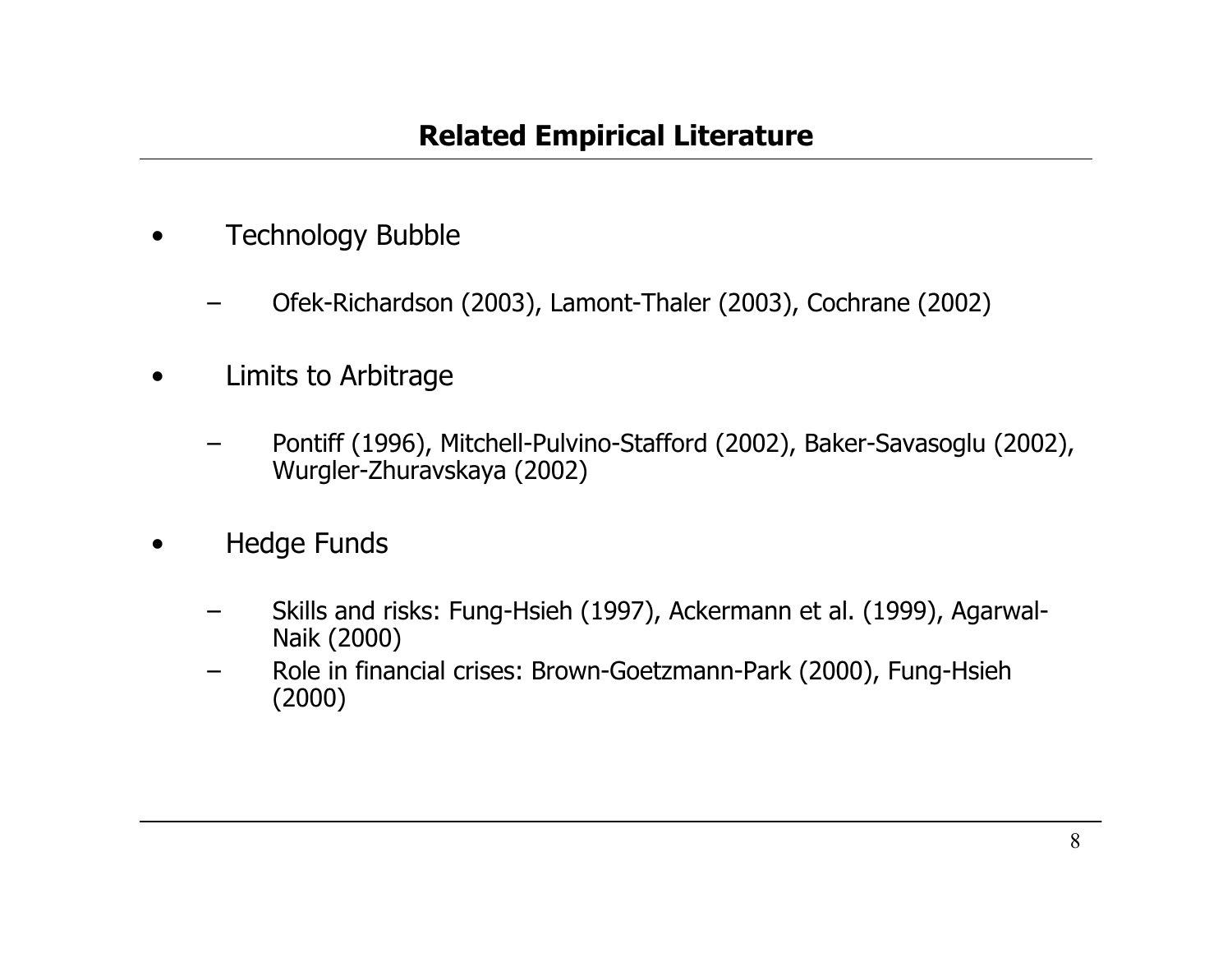# Related Empirical Literature

- Technology Bubble
  - Ofek-Richardson (2003), Lamont-Thaler (2003), Cochrane (2002)
- Limits to Arbitrage
  - Pontiff (1996), Mitchell-Pulvino-Stafford (2002), Baker-Savasoglu (2002), Wurgler-Zhuravskaya (2002)
- Hedge Funds
  - Skills and risks: Fung-Hsieh (1997), Ackermann et al. (1999), Agarwal-Naik (2000)
  - Role in financial crises: Brown-Goetzmann-Park (2000), Fung-Hsieh (2000)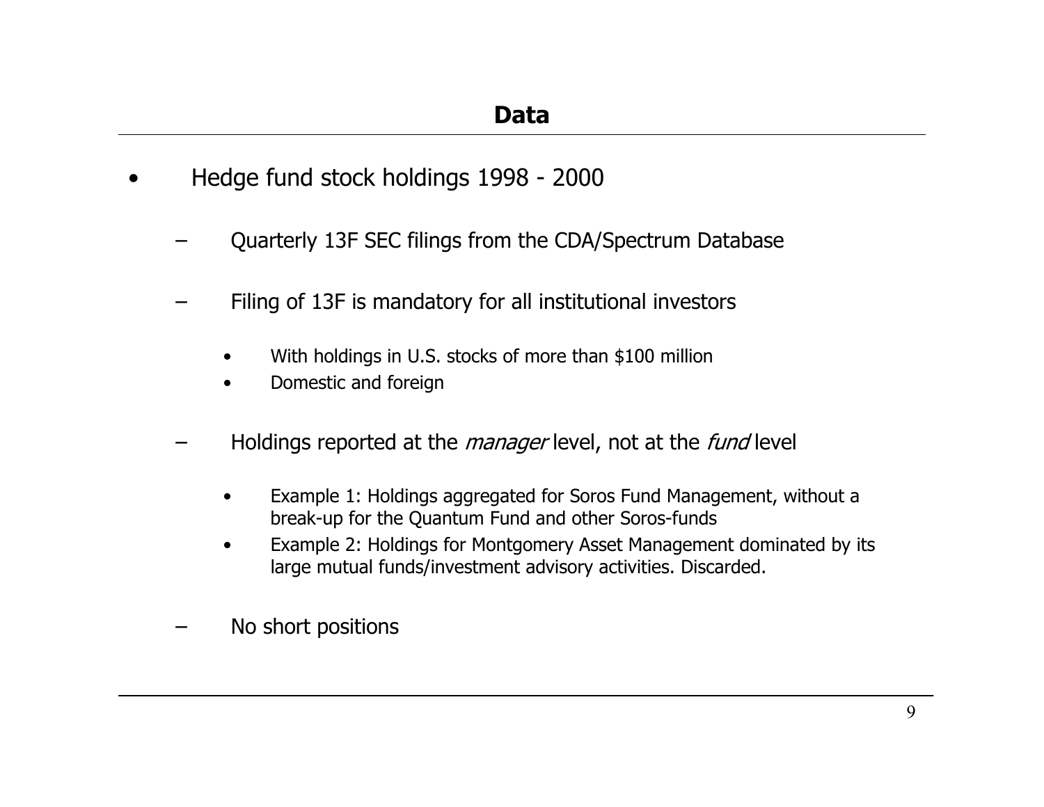# Data

- Hedge fund stock holdings 1998 - 2000
  - Quarterly 13F SEC filings from the CDA/Spectrum Database
  - Filing of 13F is mandatory for all institutional investors
    - With holdings in U.S. stocks of more than $100 million
    - Domestic and foreign
  - Holdings reported at the *manager* level, not at the *fund* level
    - Example 1: Holdings aggregated for Soros Fund Management, without a break-up for the Quantum Fund and other Soros-funds
    - Example 2: Holdings for Montgomery Asset Management dominated by its large mutual funds/investment advisory activities. Discarded.
  - No short positions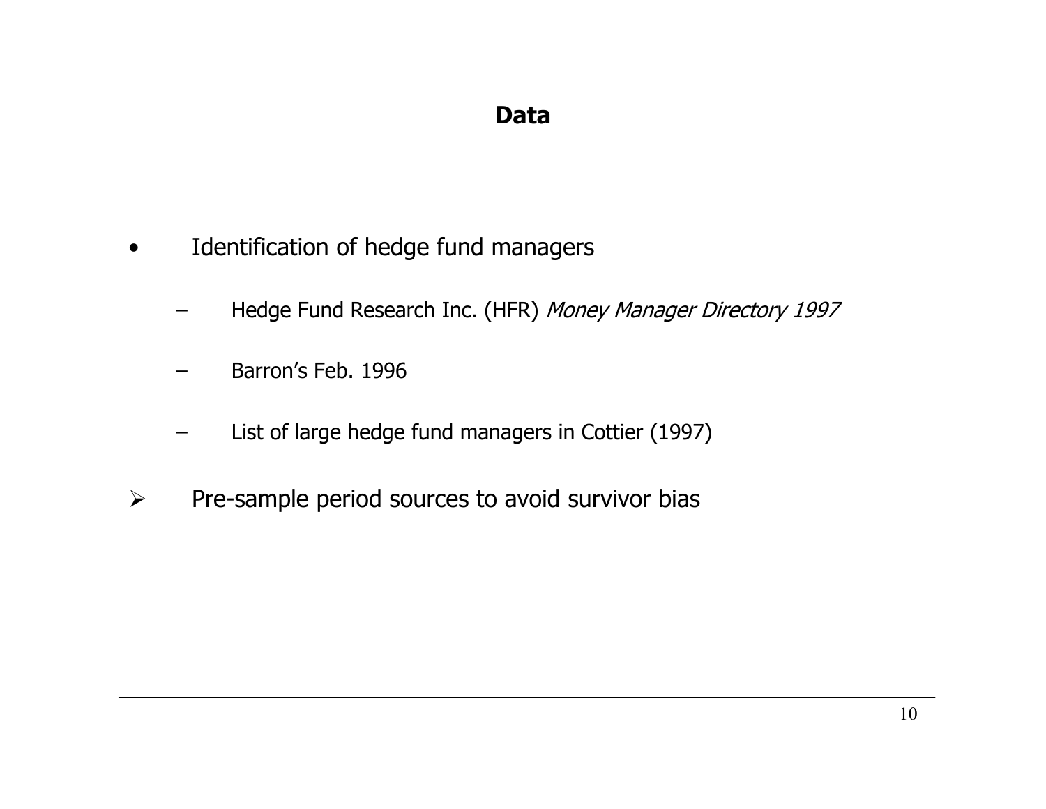# Data

- Identification of hedge fund managers
  - Hedge Fund Research Inc. (HFR) *Money Manager Directory 1997*
  - Barron's Feb. 1996
  - List of large hedge fund managers in Cottier (1997)

➢ Pre-sample period sources to avoid survivor bias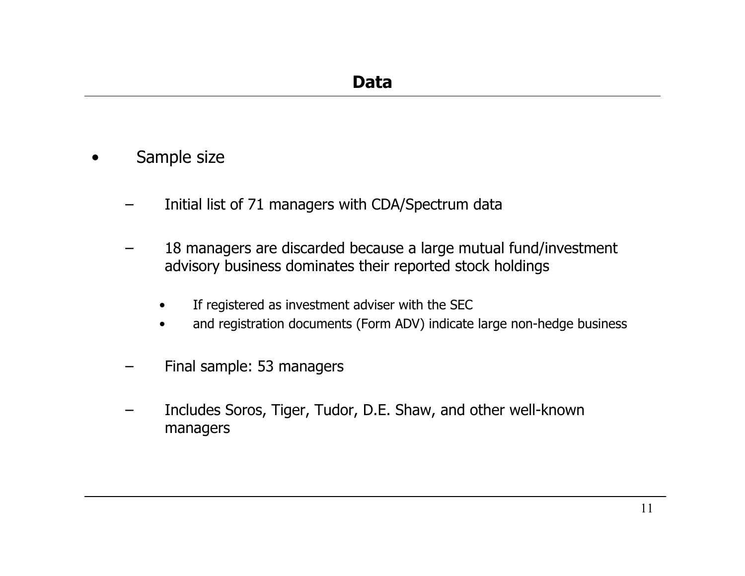# Data

- Sample size
  - Initial list of 71 managers with CDA/Spectrum data
  - 18 managers are discarded because a large mutual fund/investment advisory business dominates their reported stock holdings
    - If registered as investment adviser with the SEC
    - and registration documents (Form ADV) indicate large non-hedge business
  - Final sample: 53 managers
  - Includes Soros, Tiger, Tudor, D.E. Shaw, and other well-known managers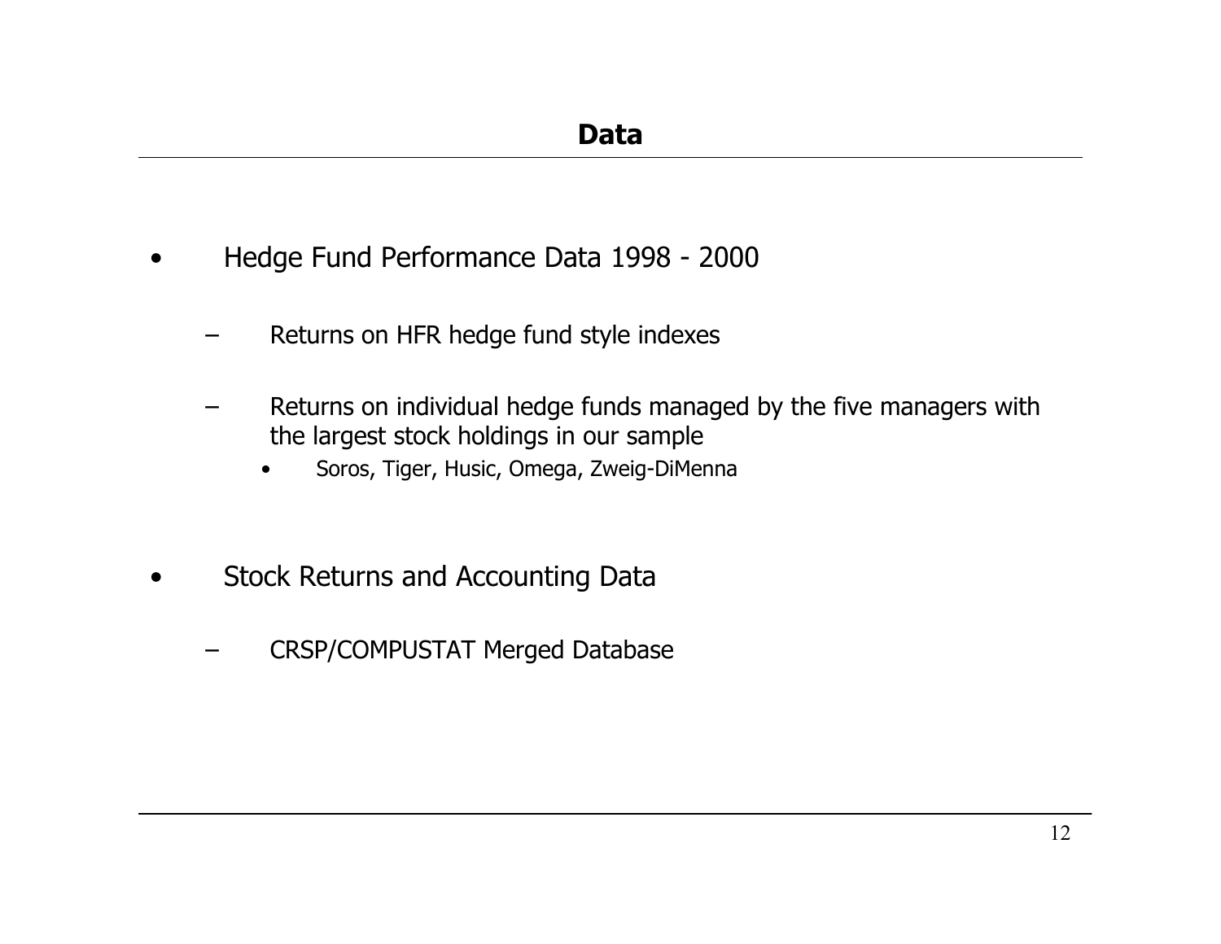# Data

- Hedge Fund Performance Data 1998 - 2000
  - Returns on HFR hedge fund style indexes
  - Returns on individual hedge funds managed by the five managers with the largest stock holdings in our sample
    - Soros, Tiger, Husic, Omega, Zweig-DiMenna

- Stock Returns and Accounting Data
  - CRSP/COMPUSTAT Merged Database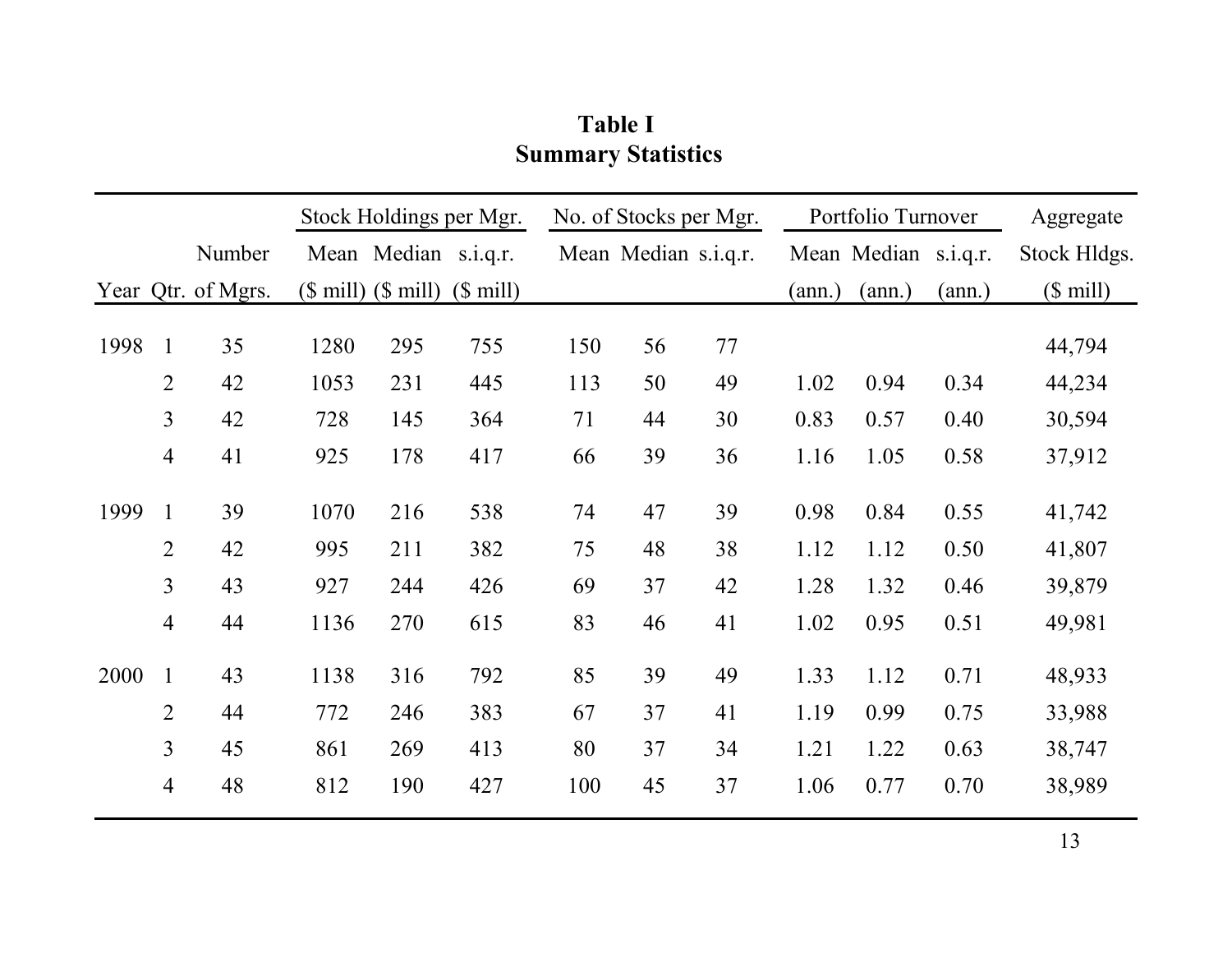# Table I
## Summary Statistics

| Year | Qtr. | Number of Mgrs. | Stock Holdings per Mgr. Mean ($ mill) | Stock Holdings per Mgr. Median ($ mill) | Stock Holdings per Mgr. s.i.q.r. ($ mill) | No. of Stocks per Mgr. Mean | No. of Stocks per Mgr. Median | No. of Stocks per Mgr. s.i.q.r. | Portfolio Turnover Mean (ann.) | Portfolio Turnover Median (ann.) | Portfolio Turnover s.i.q.r. (ann.) | Aggregate Stock Hldgs. ($ mill) |
|---|---|---|---|---|---|---|---|---|---|---|---|---|
| 1998 | 1 | 35 | 1280 | 295 | 755 | 150 | 56 | 77 | | | | 44,794 |
| | 2 | 42 | 1053 | 231 | 445 | 113 | 50 | 49 | 1.02 | 0.94 | 0.34 | 44,234 |
| | 3 | 42 | 728 | 145 | 364 | 71 | 44 | 30 | 0.83 | 0.57 | 0.40 | 30,594 |
| | 4 | 41 | 925 | 178 | 417 | 66 | 39 | 36 | 1.16 | 1.05 | 0.58 | 37,912 |
| 1999 | 1 | 39 | 1070 | 216 | 538 | 74 | 47 | 39 | 0.98 | 0.84 | 0.55 | 41,742 |
| | 2 | 42 | 995 | 211 | 382 | 75 | 48 | 38 | 1.12 | 1.12 | 0.50 | 41,807 |
| | 3 | 43 | 927 | 244 | 426 | 69 | 37 | 42 | 1.28 | 1.32 | 0.46 | 39,879 |
| | 4 | 44 | 1136 | 270 | 615 | 83 | 46 | 41 | 1.02 | 0.95 | 0.51 | 49,981 |
| 2000 | 1 | 43 | 1138 | 316 | 792 | 85 | 39 | 49 | 1.33 | 1.12 | 0.71 | 48,933 |
| | 2 | 44 | 772 | 246 | 383 | 67 | 37 | 41 | 1.19 | 0.99 | 0.75 | 33,988 |
| | 3 | 45 | 861 | 269 | 413 | 80 | 37 | 34 | 1.21 | 1.22 | 0.63 | 38,747 |
| | 4 | 48 | 812 | 190 | 427 | 100 | 45 | 37 | 1.06 | 0.77 | 0.70 | 38,989 |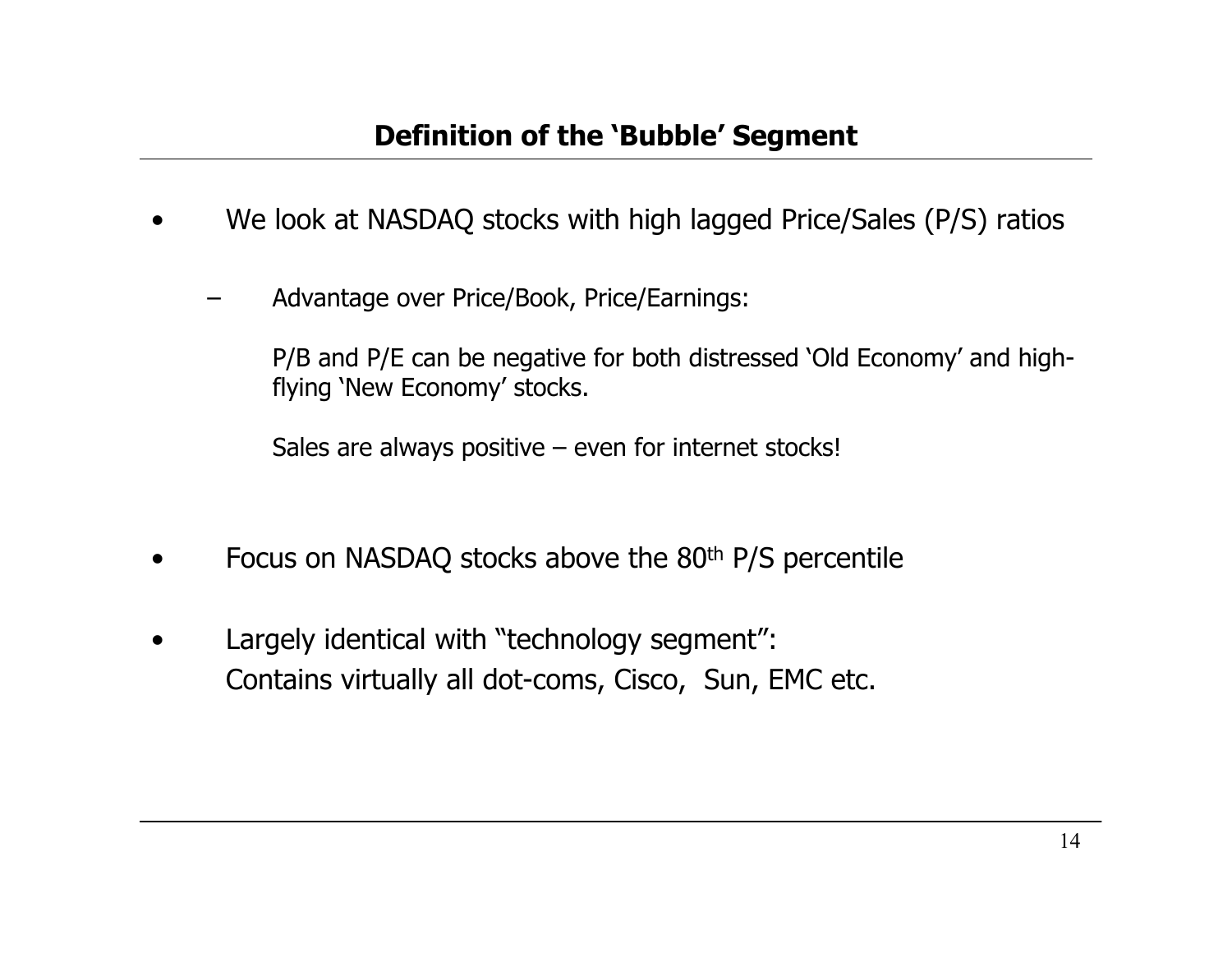## Definition of the 'Bubble' Segment

- We look at NASDAQ stocks with high lagged Price/Sales (P/S) ratios
  - Advantage over Price/Book, Price/Earnings:

    P/B and P/E can be negative for both distressed 'Old Economy' and high-flying 'New Economy' stocks.

    Sales are always positive – even for internet stocks!

- Focus on NASDAQ stocks above the $80^{th}$ P/S percentile
- Largely identical with "technology segment":
  Contains virtually all dot-coms, Cisco, Sun, EMC etc.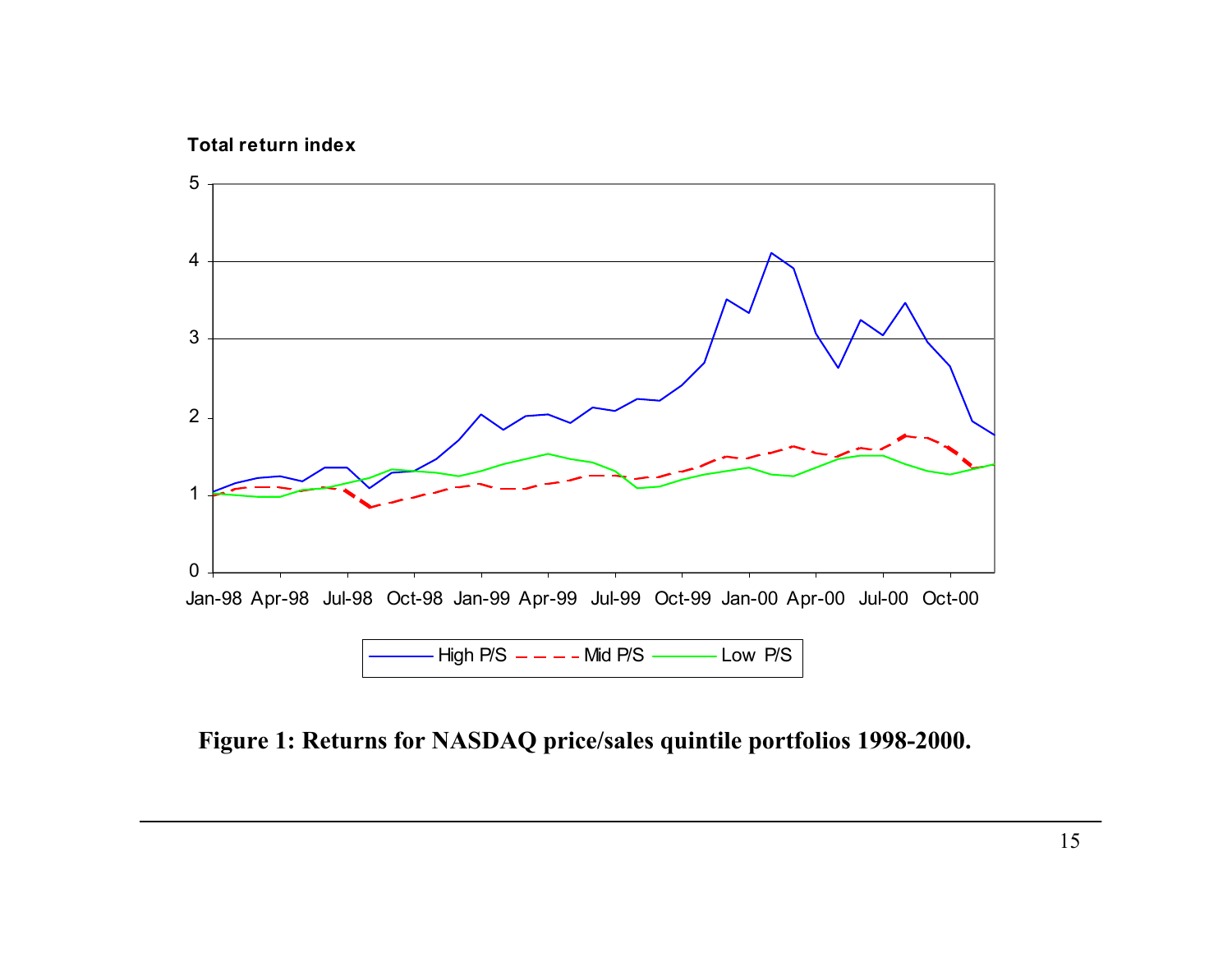**Figure 1: Returns for NASDAQ price/sales quintile portfolios 1998-2000.**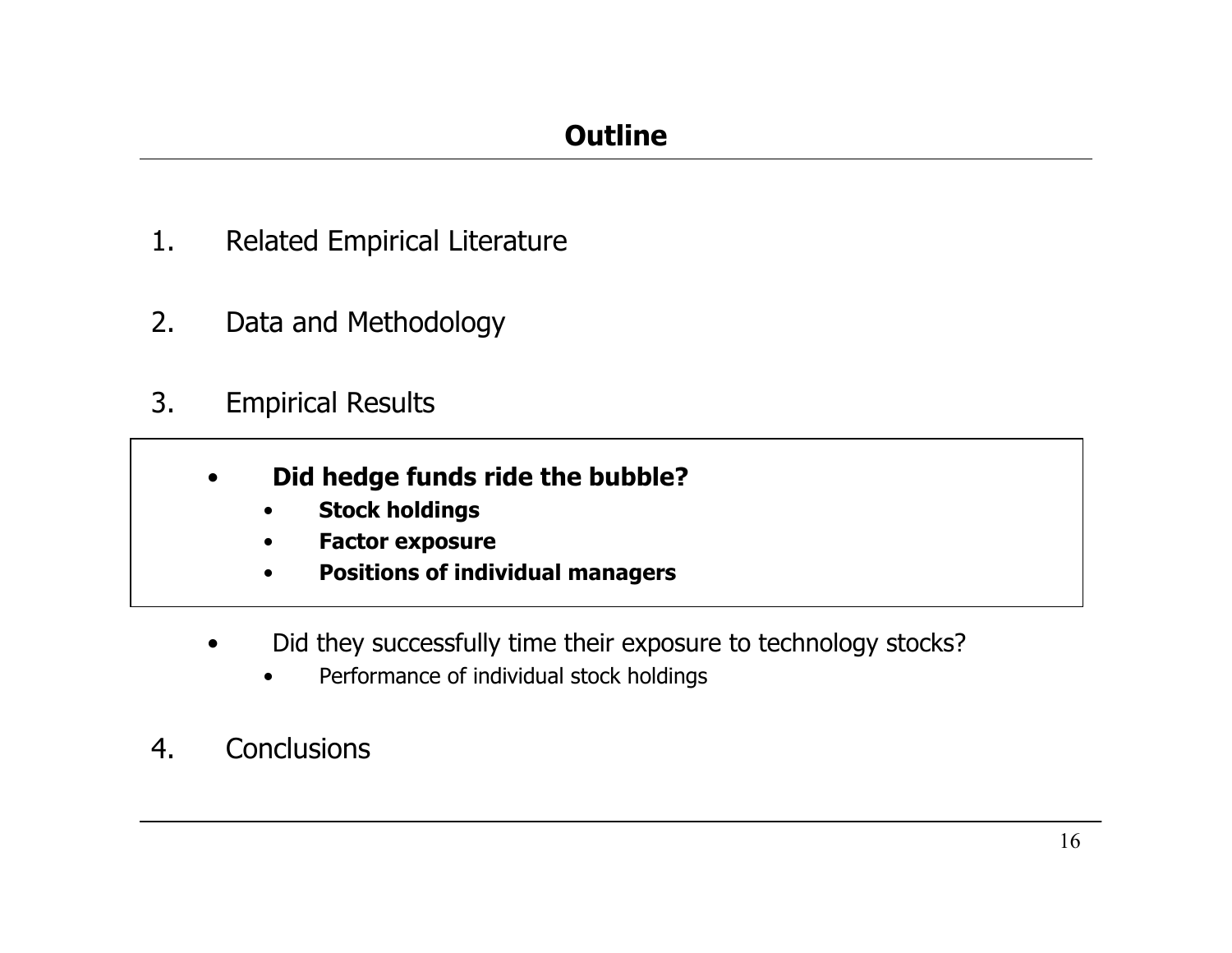## Outline

1. Related Empirical Literature

2. Data and Methodology

3. Empirical Results

    - **Did hedge funds ride the bubble?**
        - **Stock holdings**
        - **Factor exposure**
        - **Positions of individual managers**

    - Did they successfully time their exposure to technology stocks?
        - Performance of individual stock holdings

4. Conclusions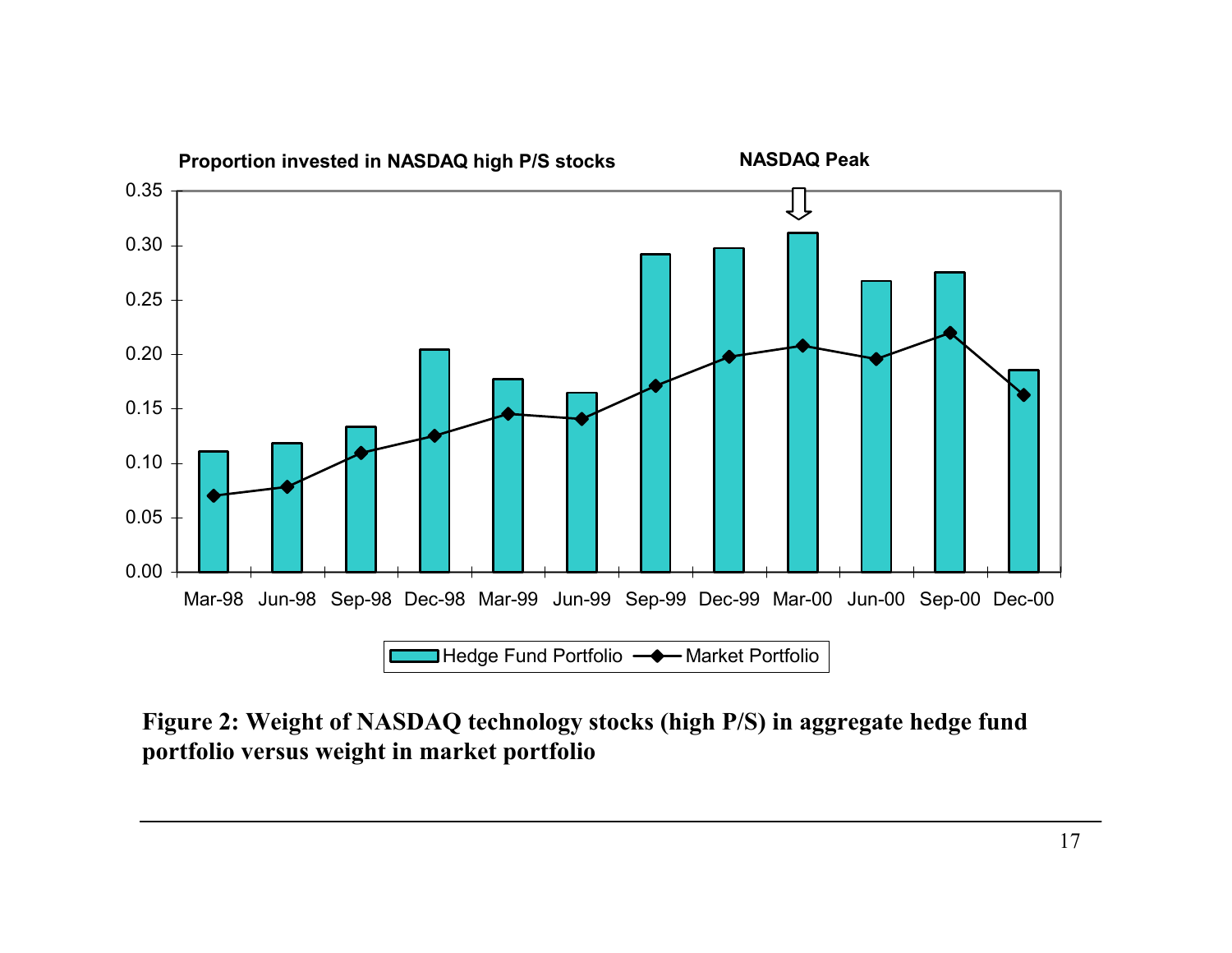Proportion invested in NASDAQ high P/S stocks

NASDAQ Peak

| Quarter | Hedge Fund Portfolio | Market Portfolio |
|---|---|---|
| Mar-98 | 0.11 | 0.07 |
| Jun-98 | 0.12 | 0.08 |
| Sep-98 | 0.13 | 0.11 |
| Dec-98 | 0.20 | 0.13 |
| Mar-99 | 0.18 | 0.15 |
| Jun-99 | 0.16 | 0.14 |
| Sep-99 | 0.29 | 0.17 |
| Dec-99 | 0.30 | 0.20 |
| Mar-00 | 0.31 | 0.21 |
| Jun-00 | 0.27 | 0.20 |
| Sep-00 | 0.28 | 0.22 |
| Dec-00 | 0.19 | 0.16 |

**Figure 2: Weight of NASDAQ technology stocks (high P/S) in aggregate hedge fund portfolio versus weight in market portfolio**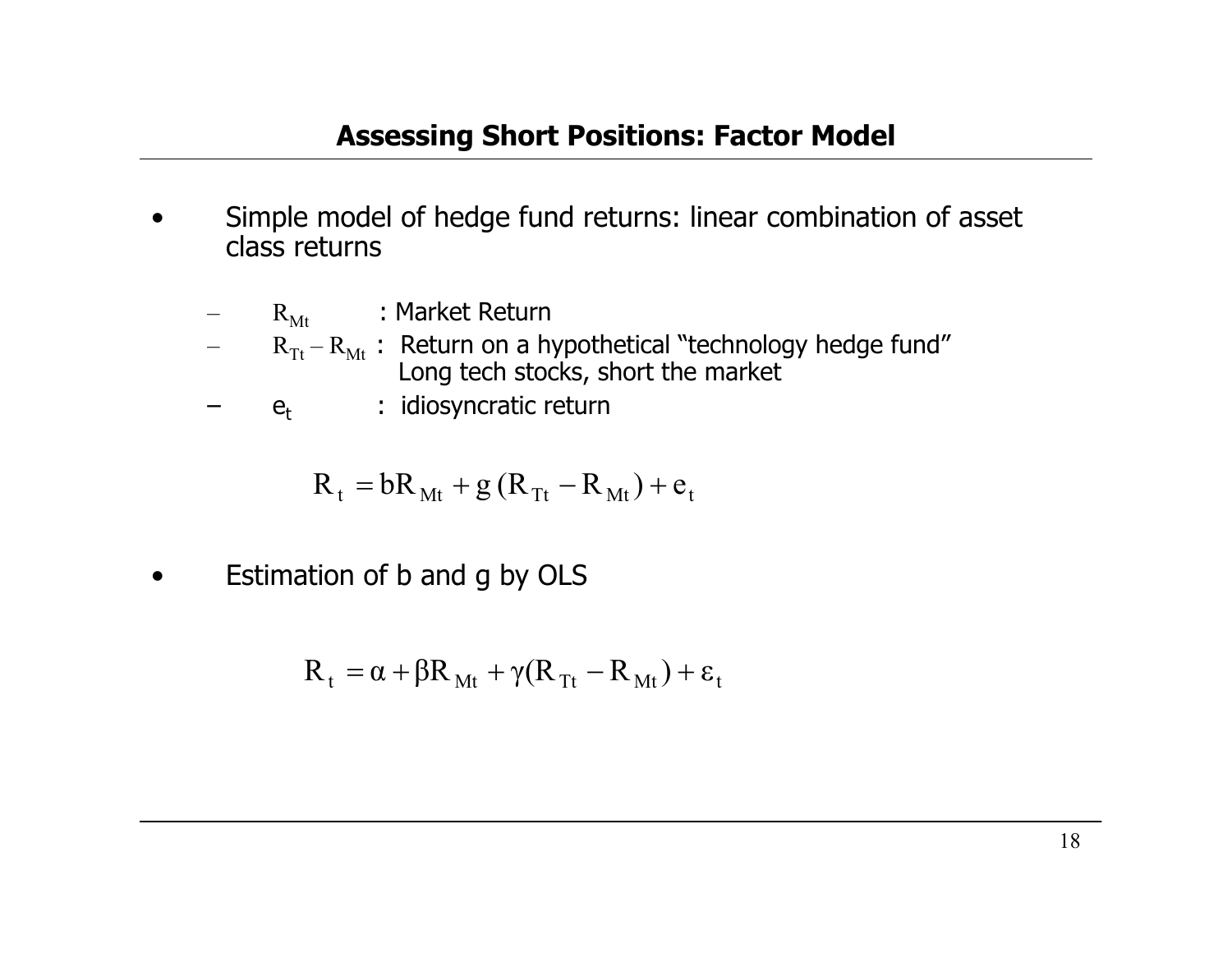## Assessing Short Positions: Factor Model

- Simple model of hedge fund returns: linear combination of asset class returns
  - $R_{Mt}$ : Market Return
  - $R_{Tt} - R_{Mt}$ : Return on a hypothetical "technology hedge fund" Long tech stocks, short the market
  - $e_t$ : idiosyncratic return

$$R_t = bR_{Mt} + g\,(R_{Tt} - R_{Mt}) + e_t$$

- Estimation of b and g by OLS

$$R_t = \alpha + \beta R_{Mt} + \gamma(R_{Tt} - R_{Mt}) + \varepsilon_t$$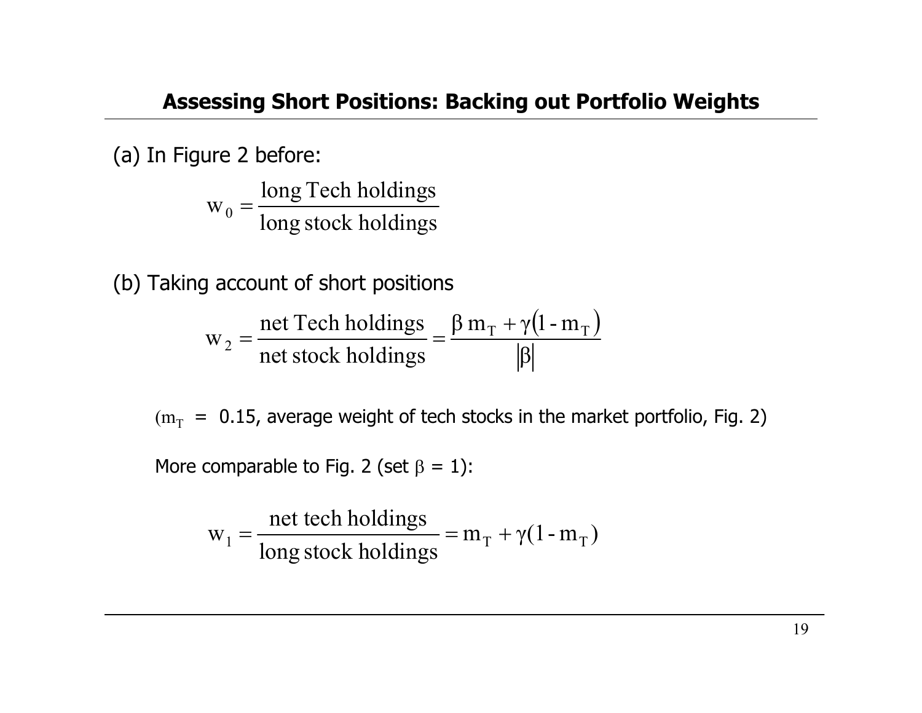## Assessing Short Positions: Backing out Portfolio Weights

(a) In Figure 2 before:

$$w_0 = \frac{\text{long Tech holdings}}{\text{long stock holdings}}$$

(b) Taking account of short positions

$$w_2 = \frac{\text{net Tech holdings}}{\text{net stock holdings}} = \frac{\beta\, m_T + \gamma(1 - m_T)}{|\beta|}$$

($m_T$ = 0.15, average weight of tech stocks in the market portfolio, Fig. 2)

More comparable to Fig. 2 (set $\beta$ = 1):

$$w_1 = \frac{\text{net tech holdings}}{\text{long stock holdings}} = m_T + \gamma(1 - m_T)$$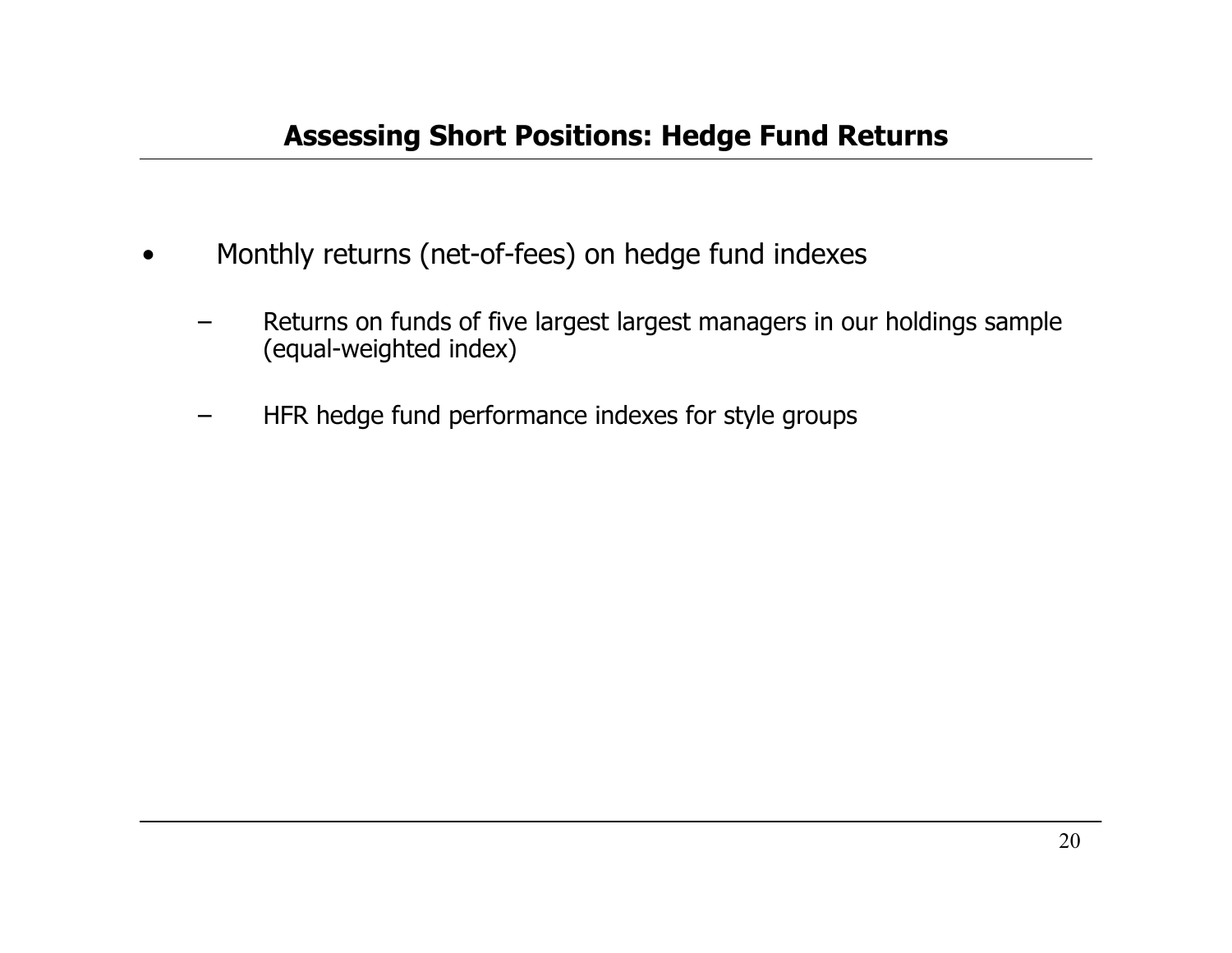## Assessing Short Positions: Hedge Fund Returns

- Monthly returns (net-of-fees) on hedge fund indexes
  - Returns on funds of five largest largest managers in our holdings sample (equal-weighted index)
  - HFR hedge fund performance indexes for style groups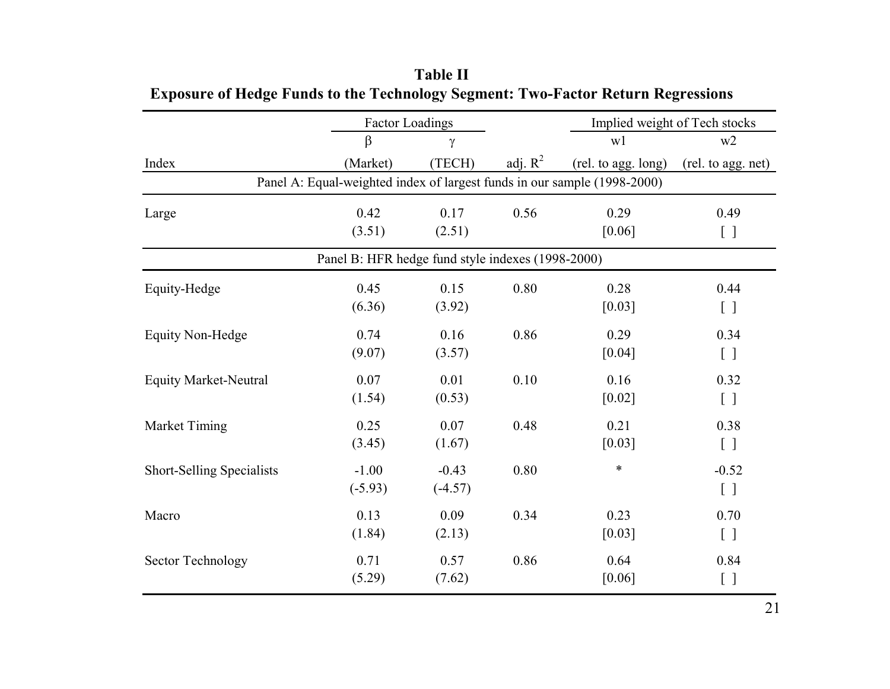**Table II**

**Exposure of Hedge Funds to the Technology Segment: Two-Factor Return Regressions**

| | Factor Loadings | | | Implied weight of Tech stocks | |
|---|---|---|---|---|---|
| | β | γ | | w1 | w2 |
| Index | (Market) | (TECH) | adj. $R^2$ | (rel. to agg. long) | (rel. to agg. net) |
| **Panel A: Equal-weighted index of largest funds in our sample (1998-2000)** | | | | | |
| Large | 0.42 | 0.17 | 0.56 | 0.29 | 0.49 |
| | (3.51) | (2.51) | | [0.06] | [ ] |
| **Panel B: HFR hedge fund style indexes (1998-2000)** | | | | | |
| Equity-Hedge | 0.45 | 0.15 | 0.80 | 0.28 | 0.44 |
| | (6.36) | (3.92) | | [0.03] | [ ] |
| Equity Non-Hedge | 0.74 | 0.16 | 0.86 | 0.29 | 0.34 |
| | (9.07) | (3.57) | | [0.04] | [ ] |
| Equity Market-Neutral | 0.07 | 0.01 | 0.10 | 0.16 | 0.32 |
| | (1.54) | (0.53) | | [0.02] | [ ] |
| Market Timing | 0.25 | 0.07 | 0.48 | 0.21 | 0.38 |
| | (3.45) | (1.67) | | [0.03] | [ ] |
| Short-Selling Specialists | -1.00 | -0.43 | 0.80 | * | -0.52 |
| | (-5.93) | (-4.57) | | | [ ] |
| Macro | 0.13 | 0.09 | 0.34 | 0.23 | 0.70 |
| | (1.84) | (2.13) | | [0.03] | [ ] |
| Sector Technology | 0.71 | 0.57 | 0.86 | 0.64 | 0.84 |
| | (5.29) | (7.62) | | [0.06] | [ ] |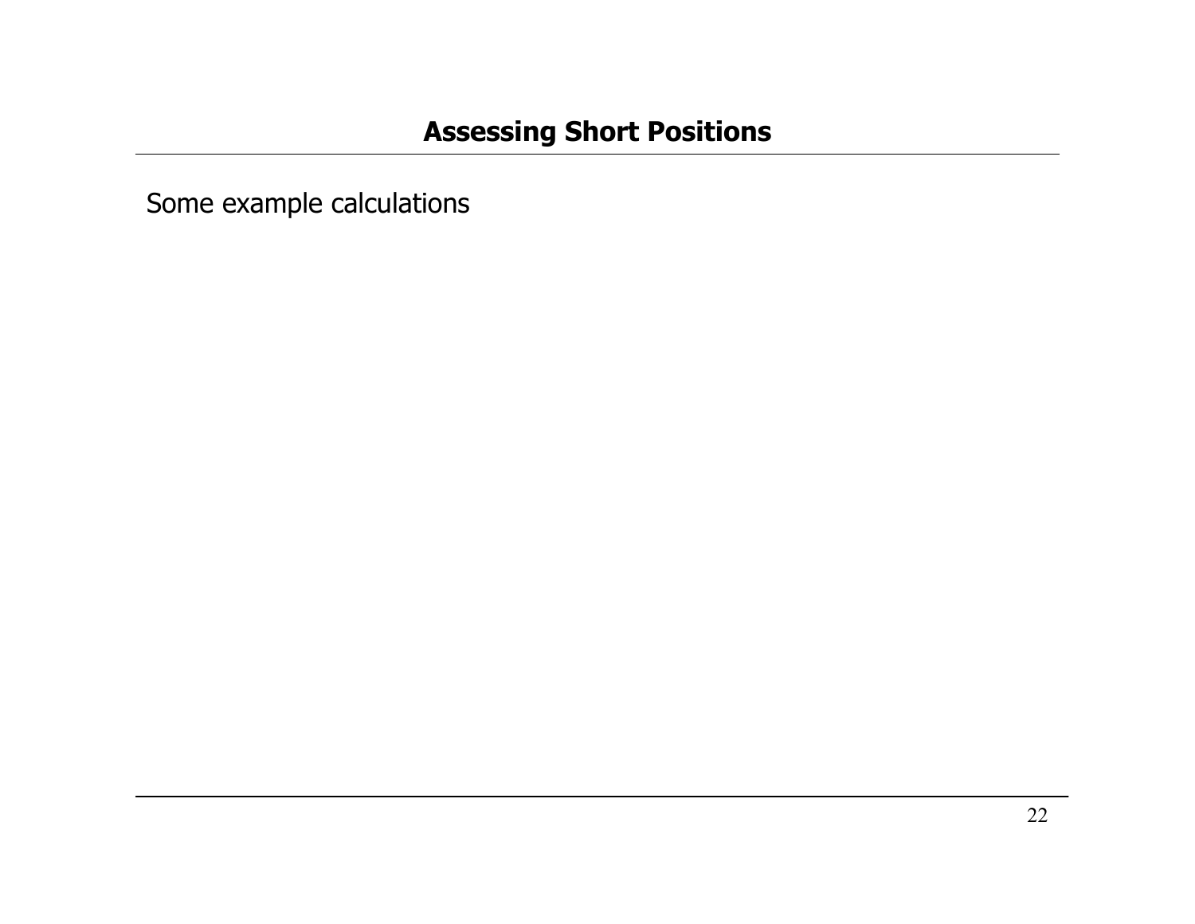## Assessing Short Positions

Some example calculations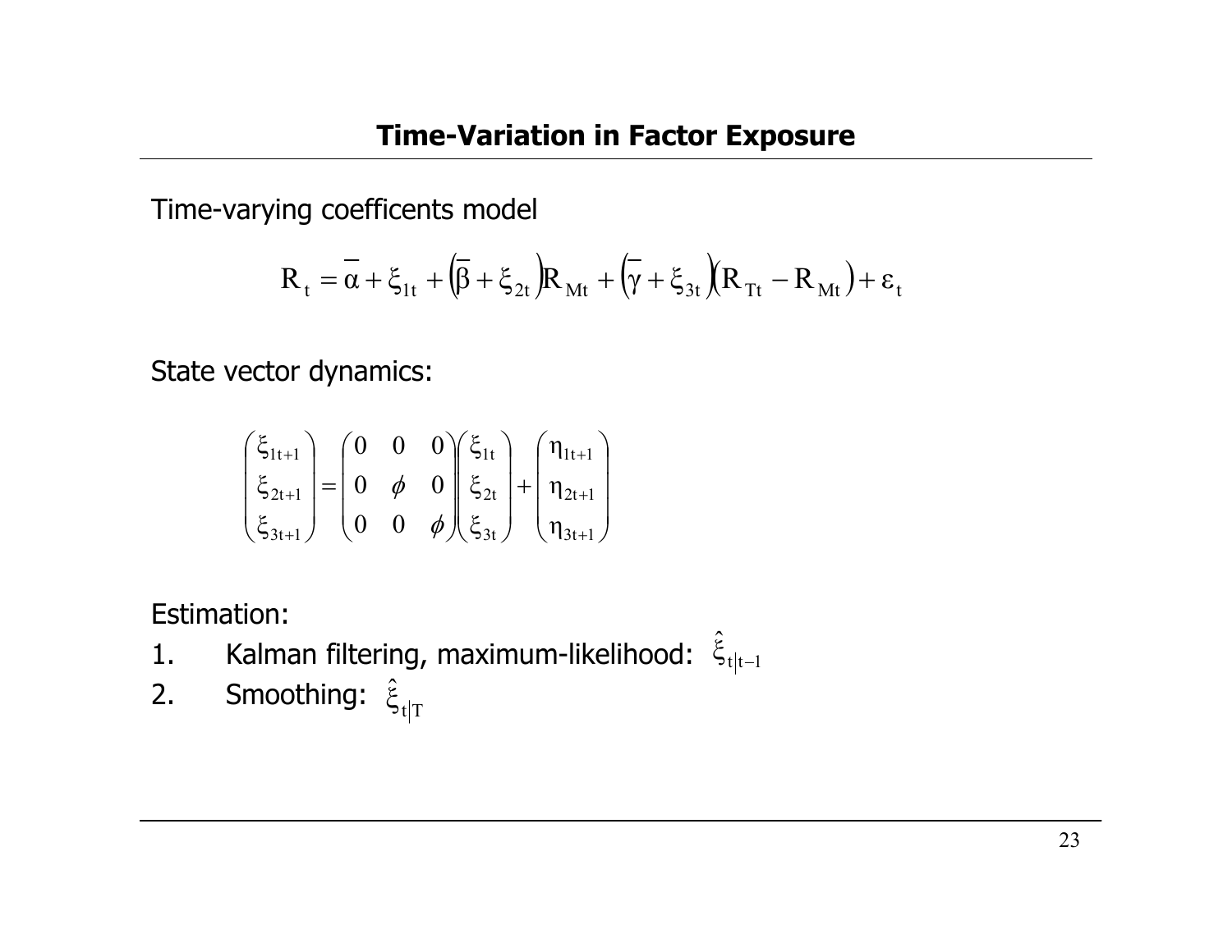## Time-Variation in Factor Exposure

Time-varying coefficents model

$$R_t = \overline{\alpha} + \xi_{1t} + \left(\overline{\beta} + \xi_{2t}\right)R_{Mt} + \left(\overline{\gamma} + \xi_{3t}\right)\left(R_{Tt} - R_{Mt}\right) + \varepsilon_t$$

State vector dynamics:

$$\begin{pmatrix} \xi_{1t+1} \\ \xi_{2t+1} \\ \xi_{3t+1} \end{pmatrix} = \begin{pmatrix} 0 & 0 & 0 \\ 0 & \phi & 0 \\ 0 & 0 & \phi \end{pmatrix} \begin{pmatrix} \xi_{1t} \\ \xi_{2t} \\ \xi_{3t} \end{pmatrix} + \begin{pmatrix} \eta_{1t+1} \\ \eta_{2t+1} \\ \eta_{3t+1} \end{pmatrix}$$

Estimation:

1. Kalman filtering, maximum-likelihood: $\hat{\xi}_{t|t-1}$
2. Smoothing: $\hat{\xi}_{t|T}$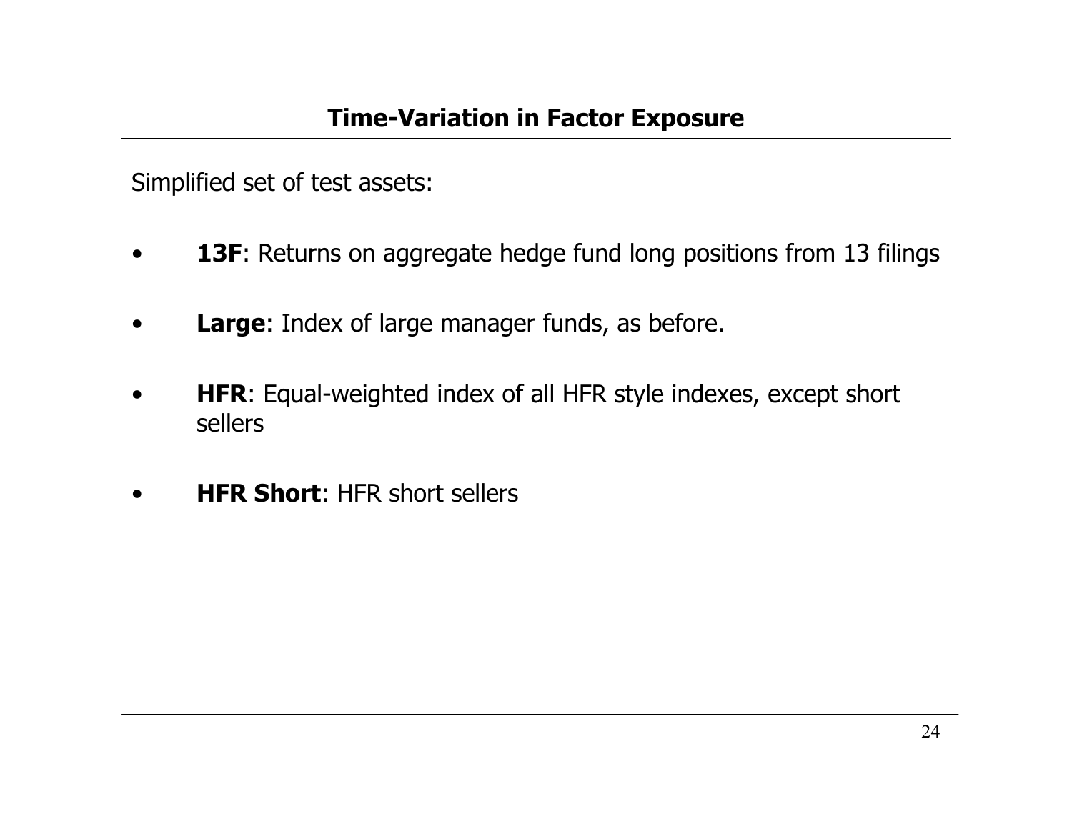## Time-Variation in Factor Exposure

Simplified set of test assets:

- **13F**: Returns on aggregate hedge fund long positions from 13 filings
- **Large**: Index of large manager funds, as before.
- **HFR**: Equal-weighted index of all HFR style indexes, except short sellers
- **HFR Short**: HFR short sellers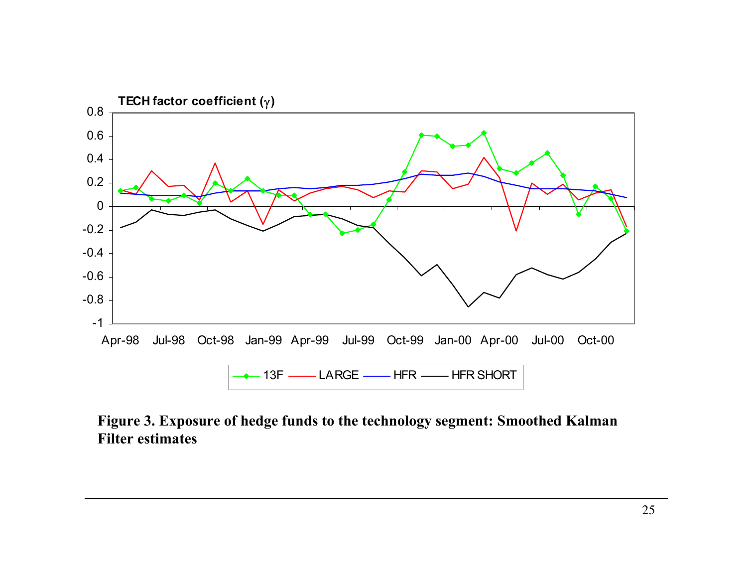**Figure 3. Exposure of hedge funds to the technology segment: Smoothed Kalman Filter estimates**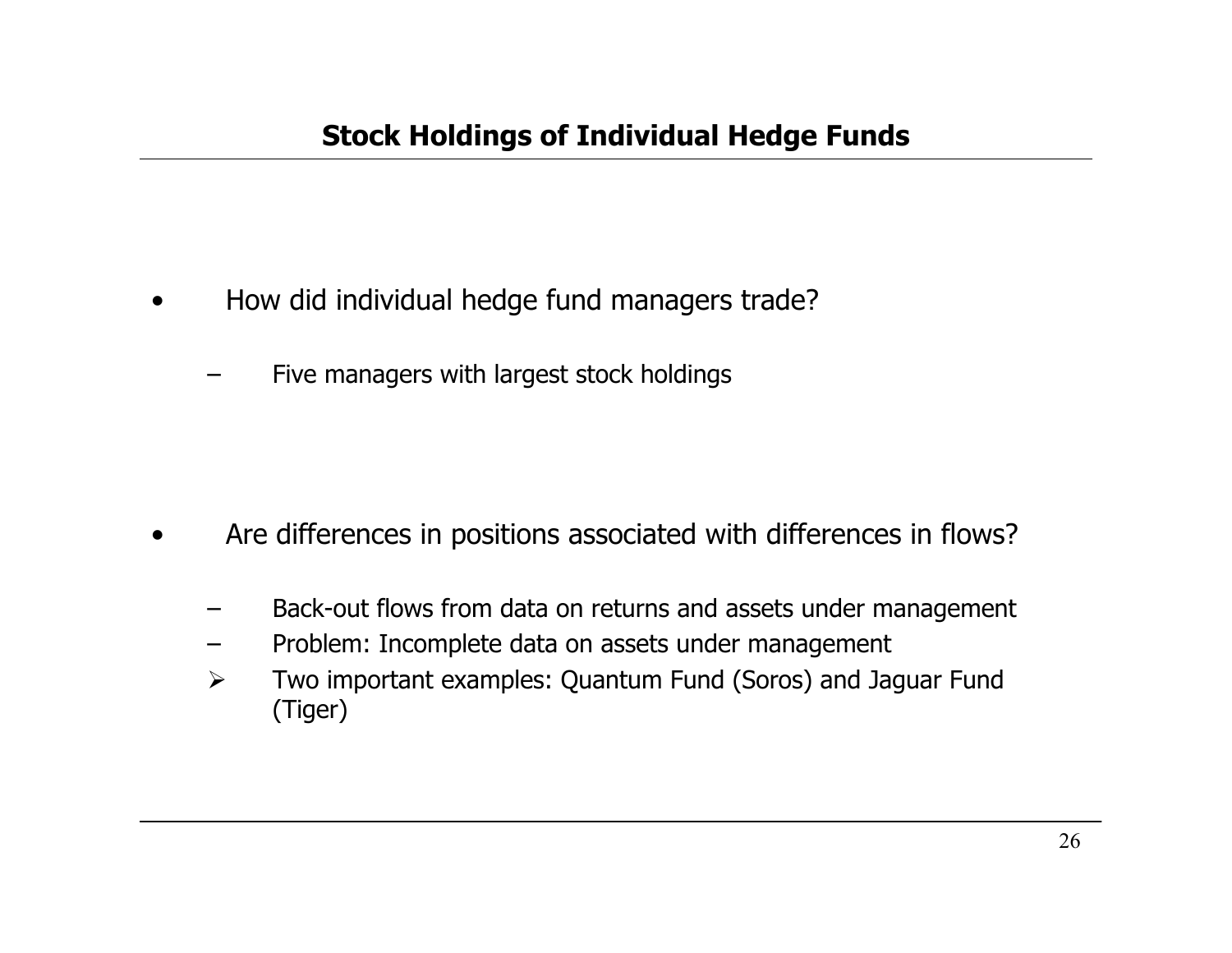## Stock Holdings of Individual Hedge Funds

- How did individual hedge fund managers trade?
  - Five managers with largest stock holdings

- Are differences in positions associated with differences in flows?
  - Back-out flows from data on returns and assets under management
  - Problem: Incomplete data on assets under management
  - Two important examples: Quantum Fund (Soros) and Jaguar Fund (Tiger)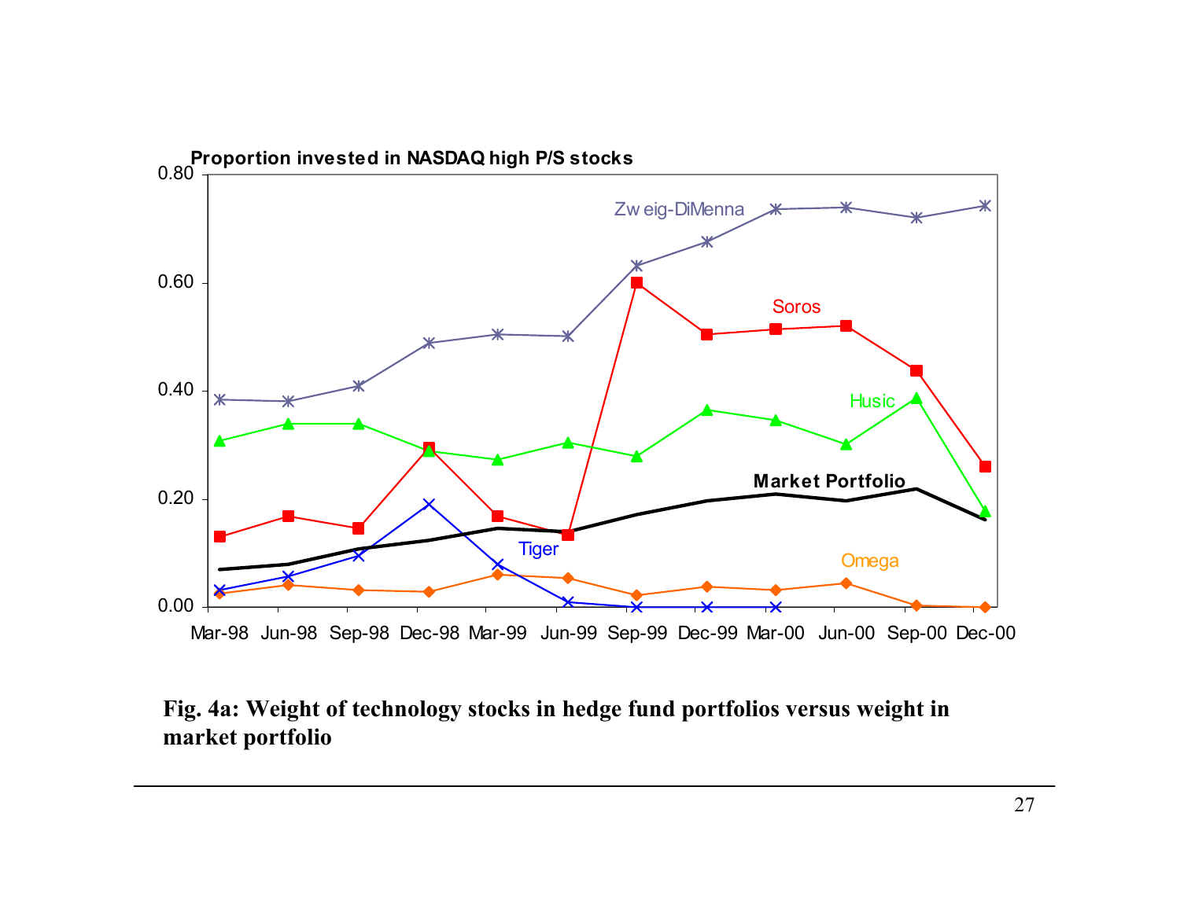**Fig. 4a: Weight of technology stocks in hedge fund portfolios versus weight in market portfolio**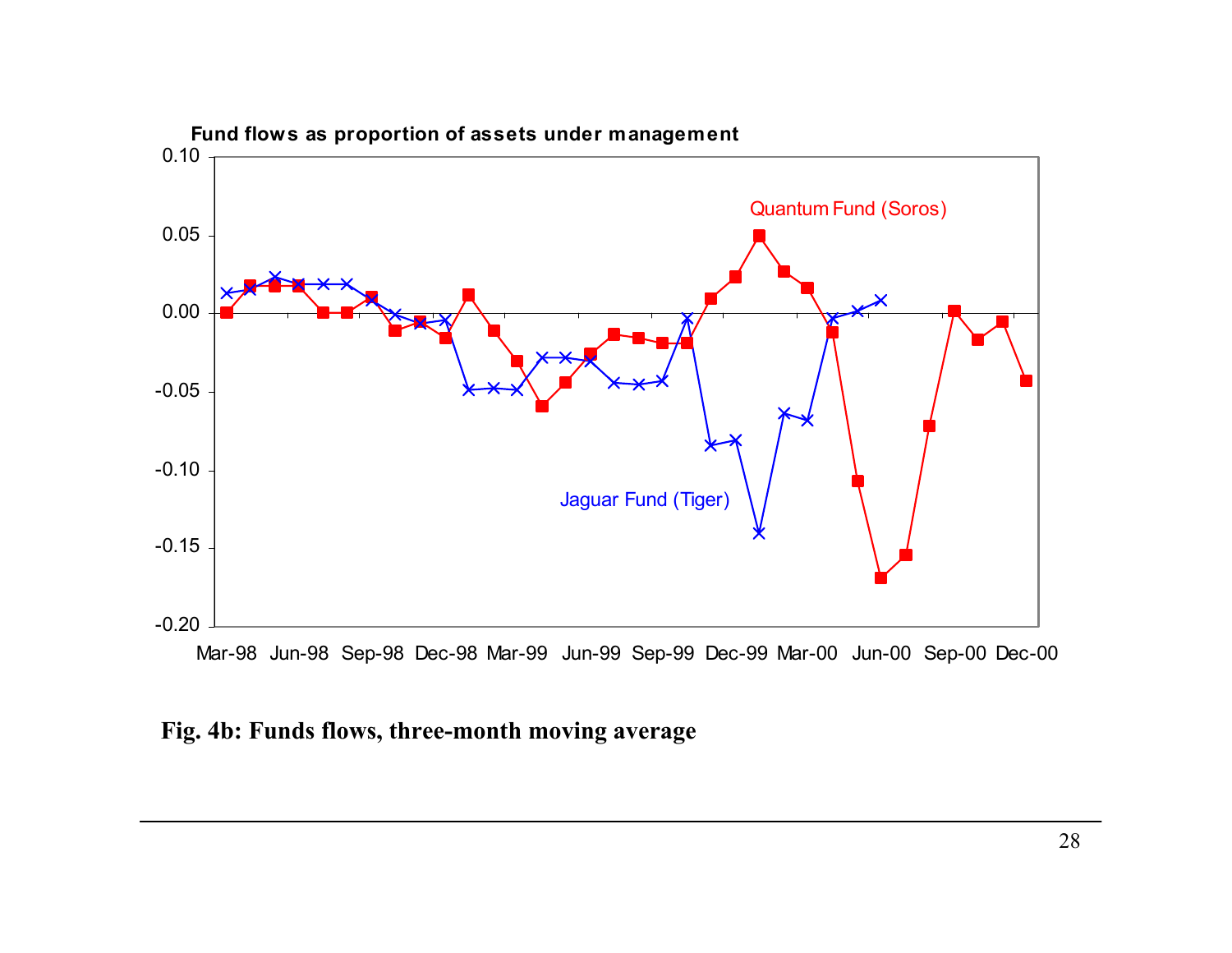**Fig. 4b: Funds flows, three-month moving average**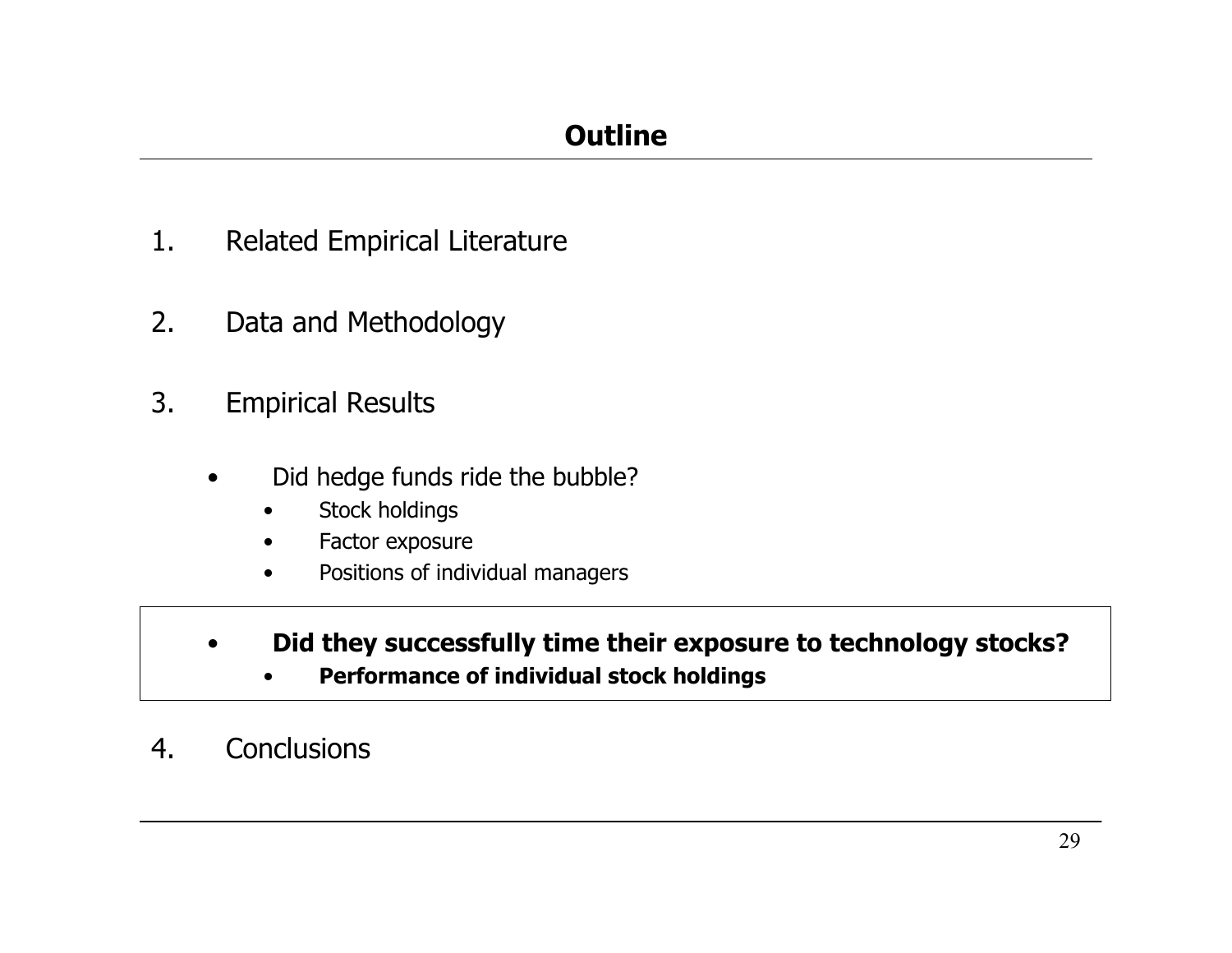## Outline

1. Related Empirical Literature

2. Data and Methodology

3. Empirical Results

   - Did hedge funds ride the bubble?
     - Stock holdings
     - Factor exposure
     - Positions of individual managers

   - **Did they successfully time their exposure to technology stocks?**
     - **Performance of individual stock holdings**

4. Conclusions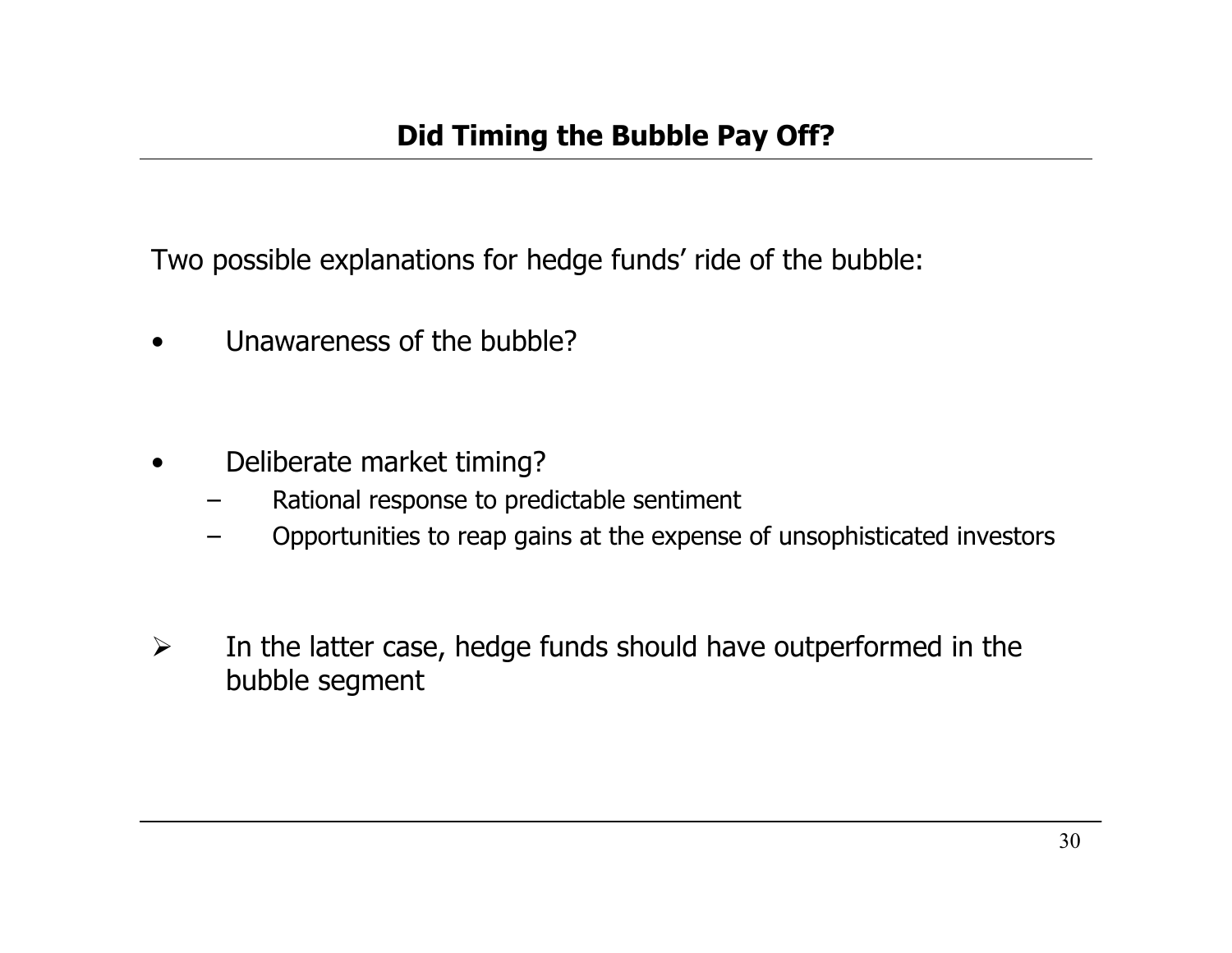## Did Timing the Bubble Pay Off?

Two possible explanations for hedge funds' ride of the bubble:

- Unawareness of the bubble?

- Deliberate market timing?
  - Rational response to predictable sentiment
  - Opportunities to reap gains at the expense of unsophisticated investors

➢ In the latter case, hedge funds should have outperformed in the bubble segment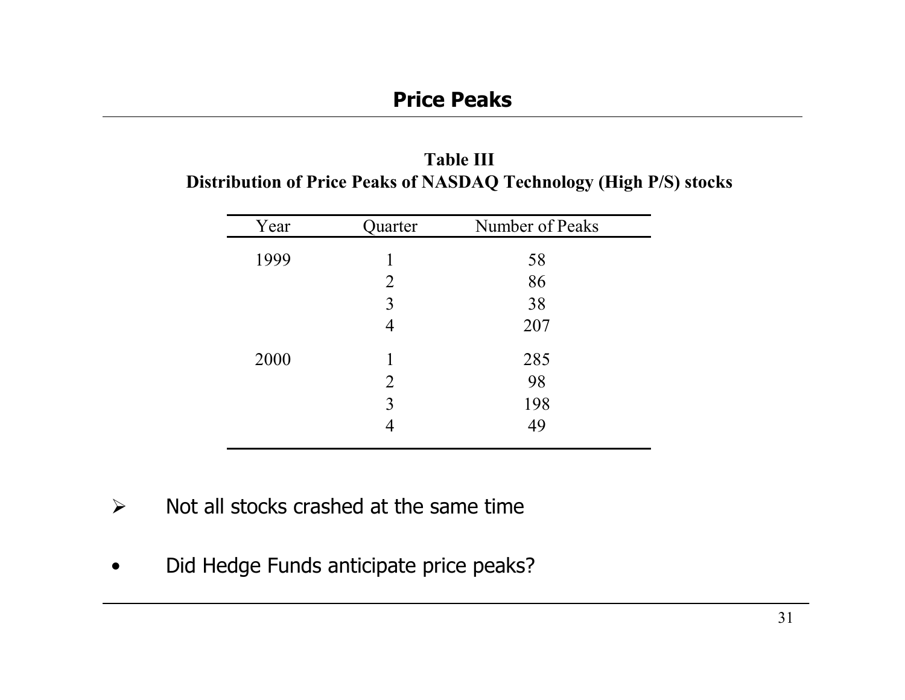## Price Peaks

**Table III**
**Distribution of Price Peaks of NASDAQ Technology (High P/S) stocks**

| Year | Quarter | Number of Peaks |
|---|---|---|
| 1999 | 1 | 58 |
| | 2 | 86 |
| | 3 | 38 |
| | 4 | 207 |
| 2000 | 1 | 285 |
| | 2 | 98 |
| | 3 | 198 |
| | 4 | 49 |

- ➢ Not all stocks crashed at the same time
- Did Hedge Funds anticipate price peaks?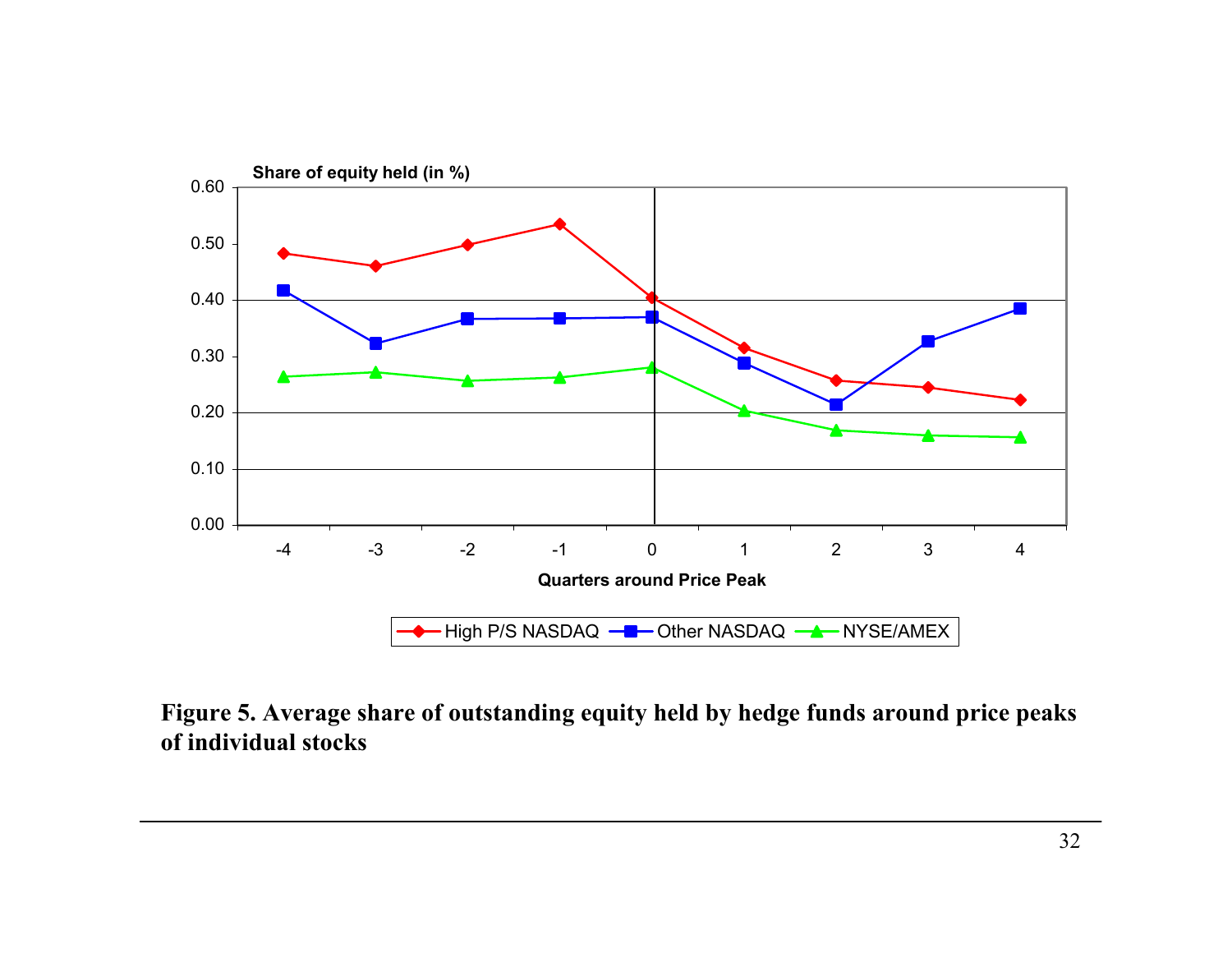**Figure 5. Average share of outstanding equity held by hedge funds around price peaks of individual stocks**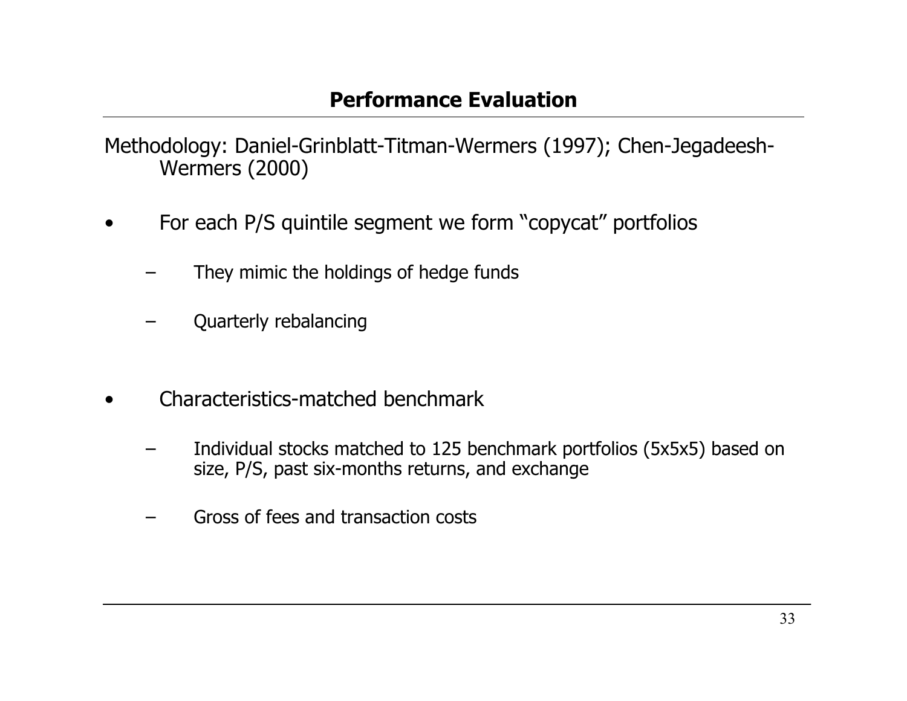## Performance Evaluation

Methodology: Daniel-Grinblatt-Titman-Wermers (1997); Chen-Jegadeesh-Wermers (2000)

- For each P/S quintile segment we form "copycat" portfolios
  - They mimic the holdings of hedge funds
  - Quarterly rebalancing

- Characteristics-matched benchmark
  - Individual stocks matched to 125 benchmark portfolios (5x5x5) based on size, P/S, past six-months returns, and exchange
  - Gross of fees and transaction costs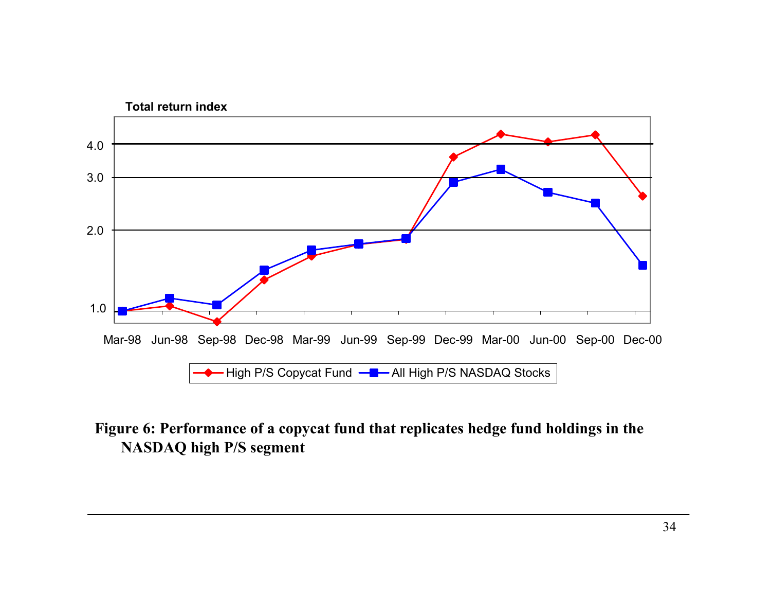Total return index

4.0

3.0

2.0

1.0

Mar-98 Jun-98 Sep-98 Dec-98 Mar-99 Jun-99 Sep-99 Dec-99 Mar-00 Jun-00 Sep-00 Dec-00

High P/S Copycat Fund — All High P/S NASDAQ Stocks

**Figure 6: Performance of a copycat fund that replicates hedge fund holdings in the NASDAQ high P/S segment**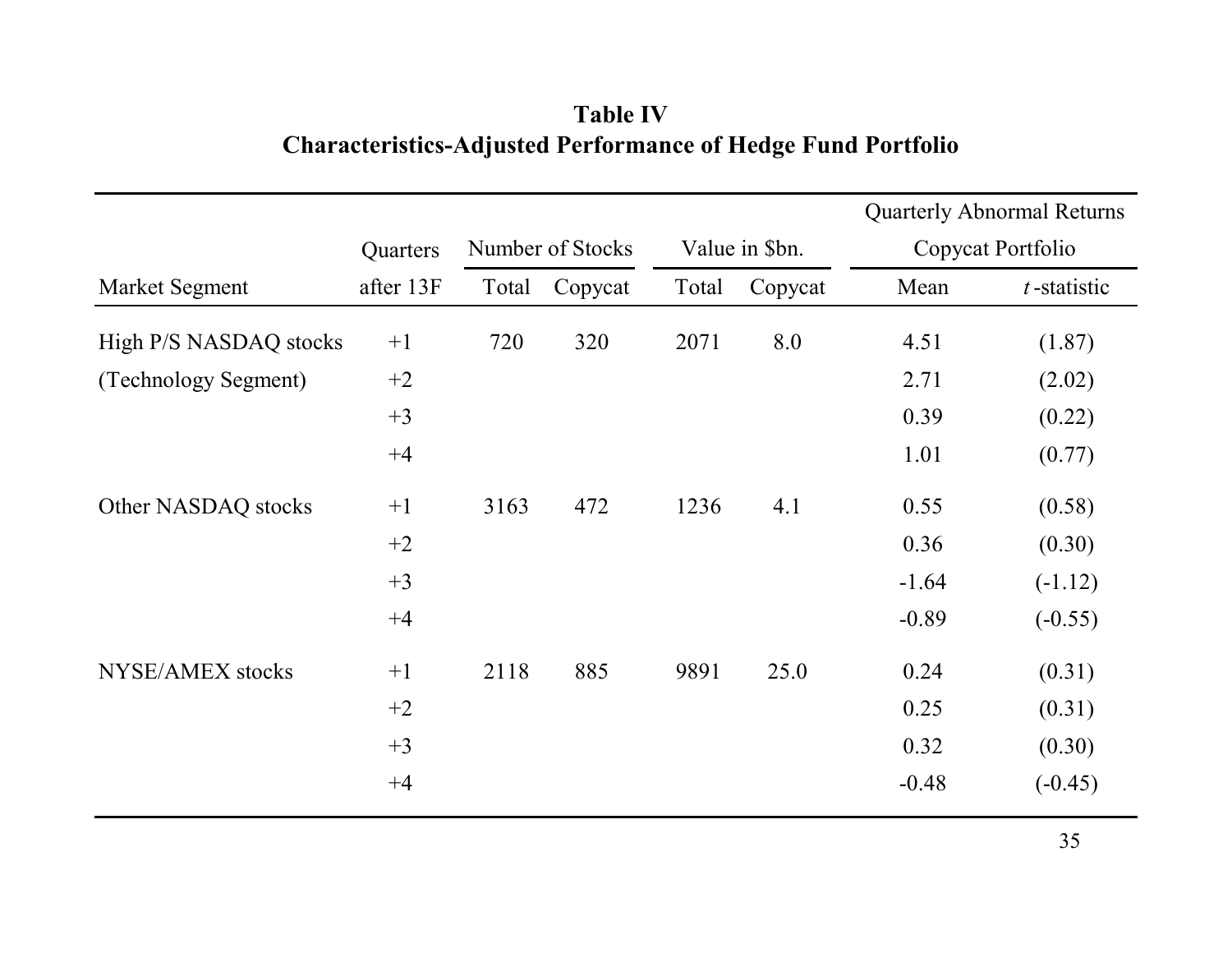**Table IV**
**Characteristics-Adjusted Performance of Hedge Fund Portfolio**

| | | | | | | Quarterly Abnormal Returns | |
|---|---|---|---|---|---|---|---|
| | Quarters | Number of Stocks | | Value in $bn. | | Copycat Portfolio | |
| Market Segment | after 13F | Total | Copycat | Total | Copycat | Mean | *t*-statistic |
| High P/S NASDAQ stocks | +1 | 720 | 320 | 2071 | 8.0 | 4.51 | (1.87) |
| (Technology Segment) | +2 | | | | | 2.71 | (2.02) |
| | +3 | | | | | 0.39 | (0.22) |
| | +4 | | | | | 1.01 | (0.77) |
| Other NASDAQ stocks | +1 | 3163 | 472 | 1236 | 4.1 | 0.55 | (0.58) |
| | +2 | | | | | 0.36 | (0.30) |
| | +3 | | | | | -1.64 | (-1.12) |
| | +4 | | | | | -0.89 | (-0.55) |
| NYSE/AMEX stocks | +1 | 2118 | 885 | 9891 | 25.0 | 0.24 | (0.31) |
| | +2 | | | | | 0.25 | (0.31) |
| | +3 | | | | | 0.32 | (0.30) |
| | +4 | | | | | -0.48 | (-0.45) |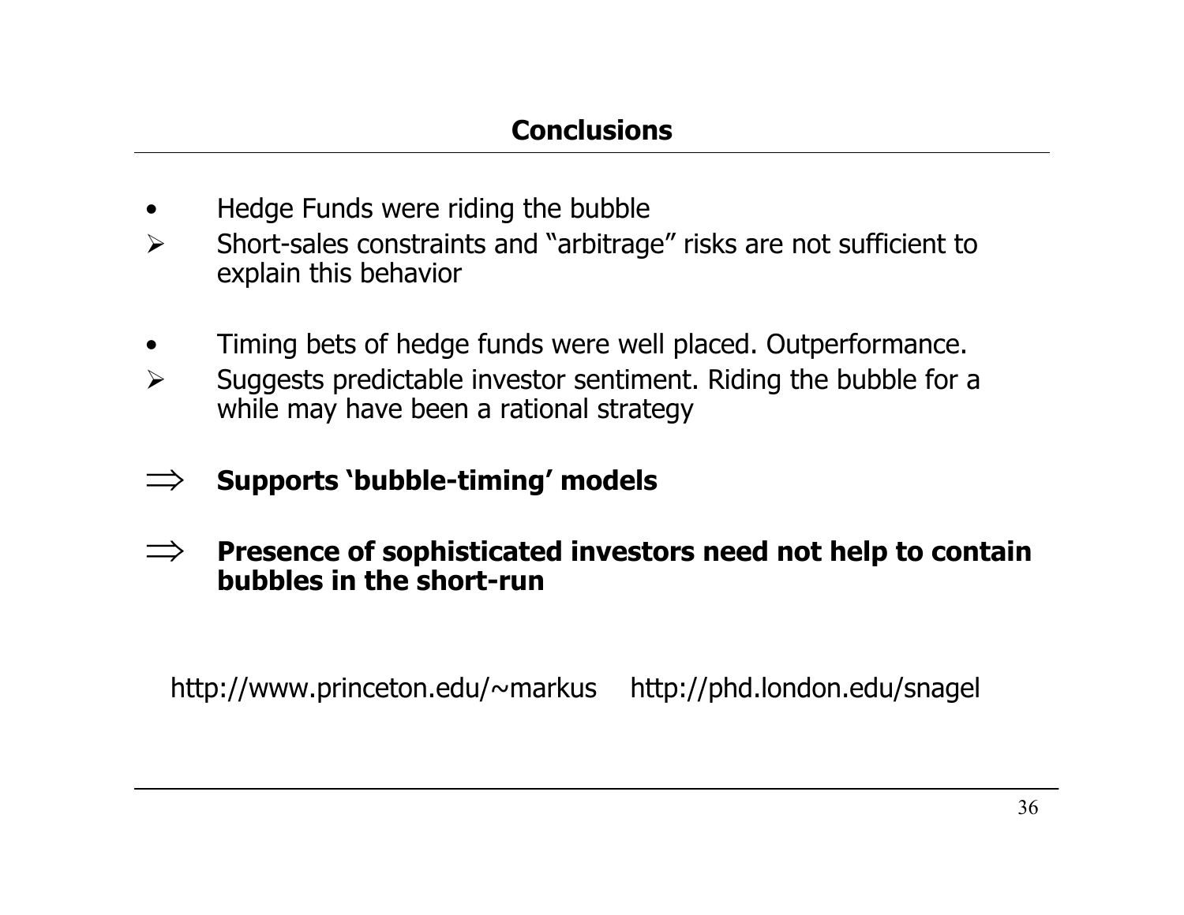## Conclusions

- Hedge Funds were riding the bubble
- ➢ Short-sales constraints and "arbitrage" risks are not sufficient to explain this behavior

- Timing bets of hedge funds were well placed. Outperformance.
- ➢ Suggests predictable investor sentiment. Riding the bubble for a while may have been a rational strategy

$\Rightarrow$ **Supports 'bubble-timing' models**

$\Rightarrow$ **Presence of sophisticated investors need not help to contain bubbles in the short-run**

http://www.princeton.edu/~markus http://phd.london.edu/snagel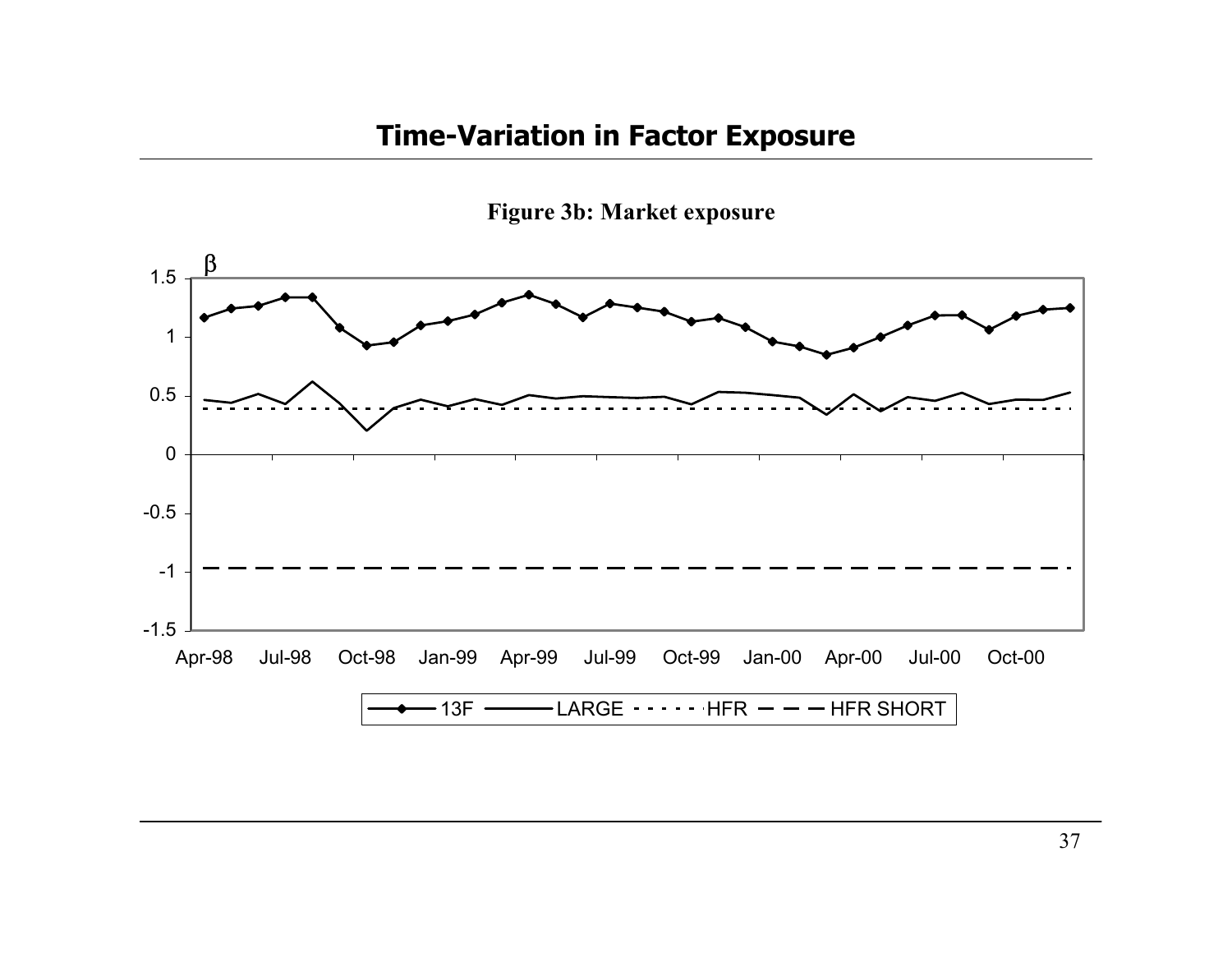# Time-Variation in Factor Exposure

**Figure 3b: Market exposure**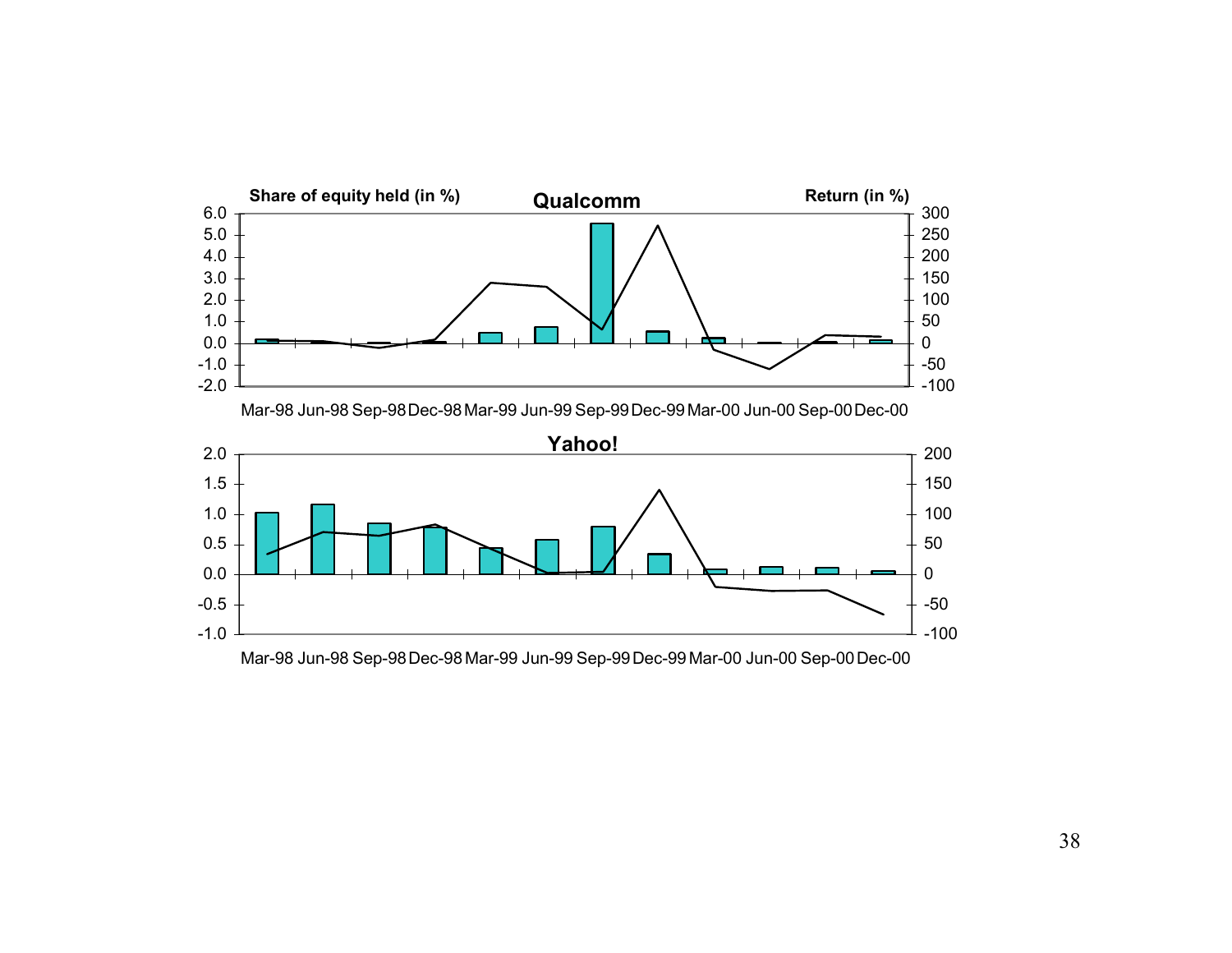**Qualcomm**

Share of equity held (in %) — Return (in %)

Mar-98 Jun-98 Sep-98 Dec-98 Mar-99 Jun-99 Sep-99 Dec-99 Mar-00 Jun-00 Sep-00 Dec-00

**Yahoo!**

Mar-98 Jun-98 Sep-98 Dec-98 Mar-99 Jun-99 Sep-99 Dec-99 Mar-00 Jun-00 Sep-00 Dec-00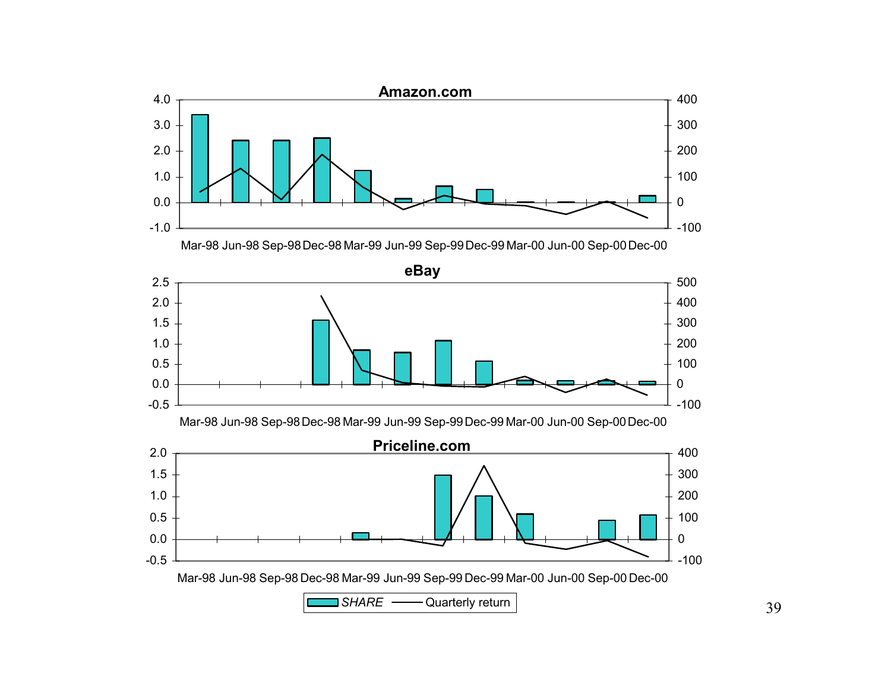**Amazon.com**

**eBay**

**Priceline.com**

SHARE — Quarterly return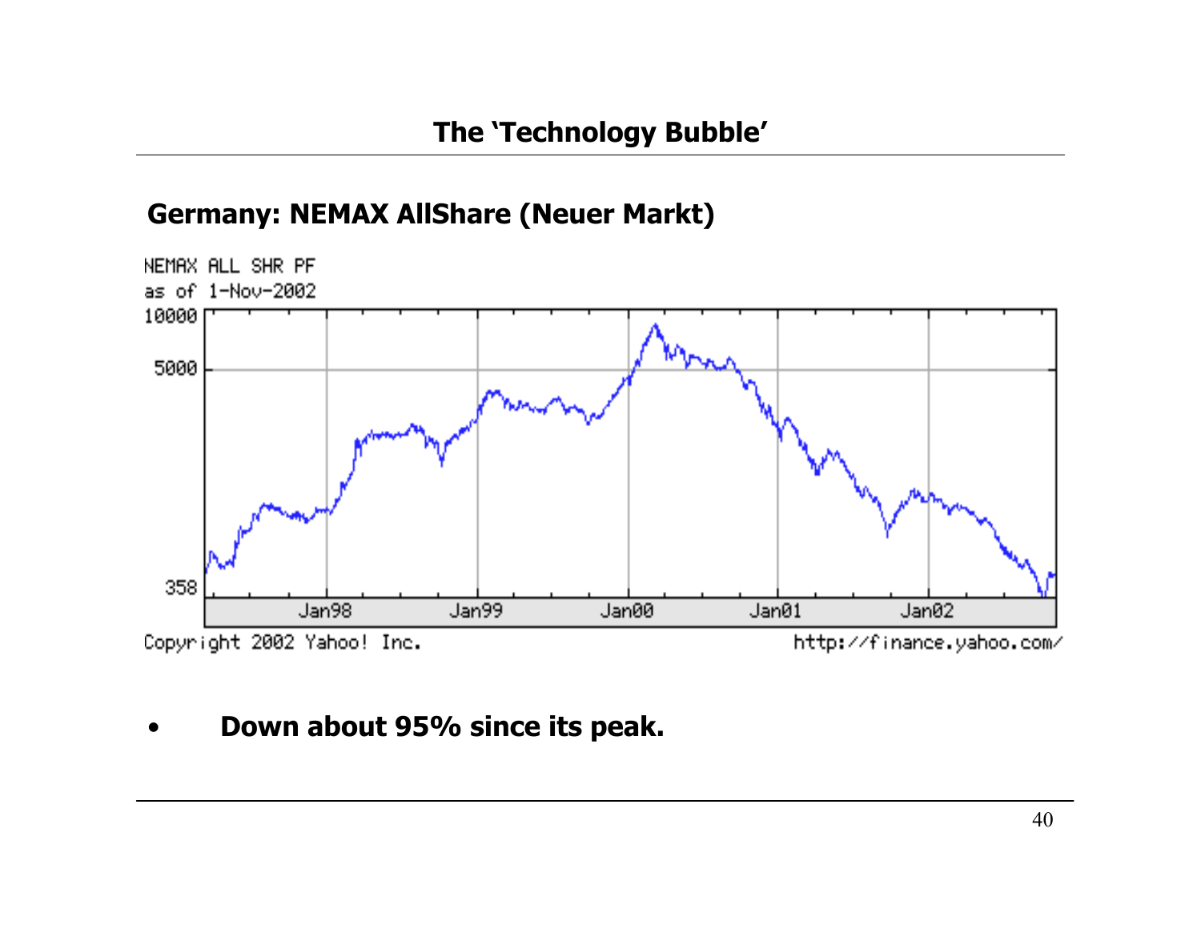# The 'Technology Bubble'

## Germany: NEMAX AllShare (Neuer Markt)

NEMAX ALL SHR PF
as of 1-Nov-2002

Copyright 2002 Yahoo! Inc. http://finance.yahoo.com/

- **Down about 95% since its peak.**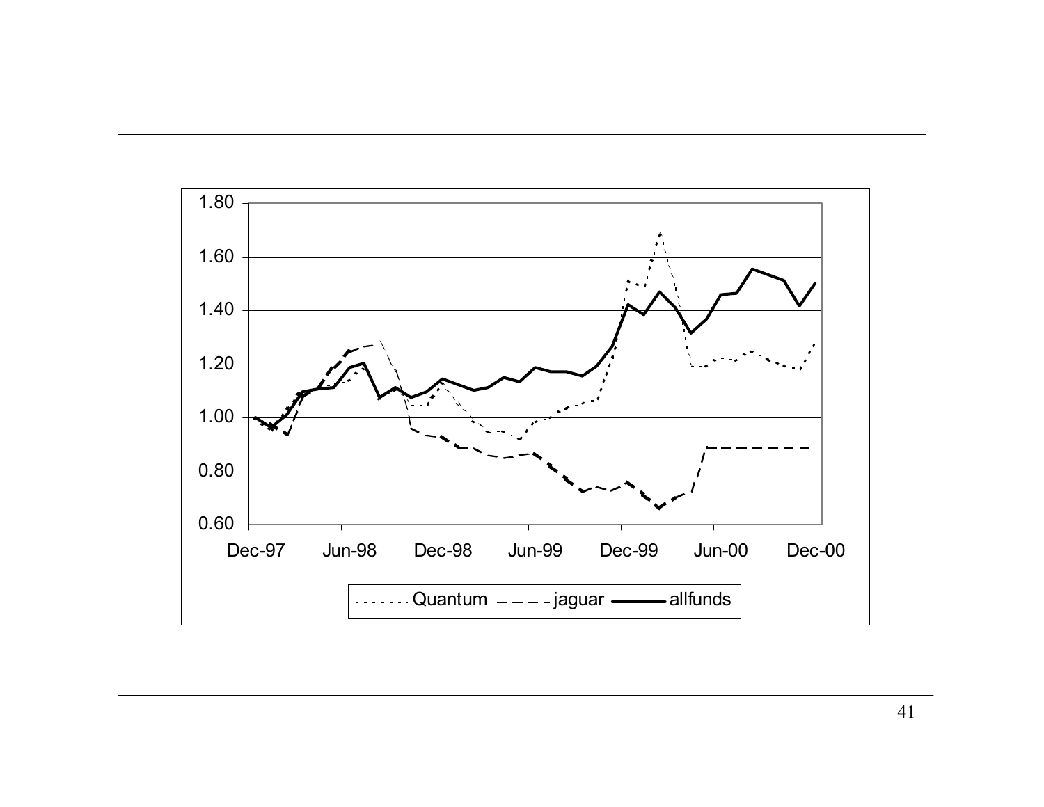1.80
1.60
1.40
1.20
1.00
0.80
0.60

Dec-97 Jun-98 Dec-98 Jun-99 Dec-99 Jun-00 Dec-00

Quantum jaguar allfunds